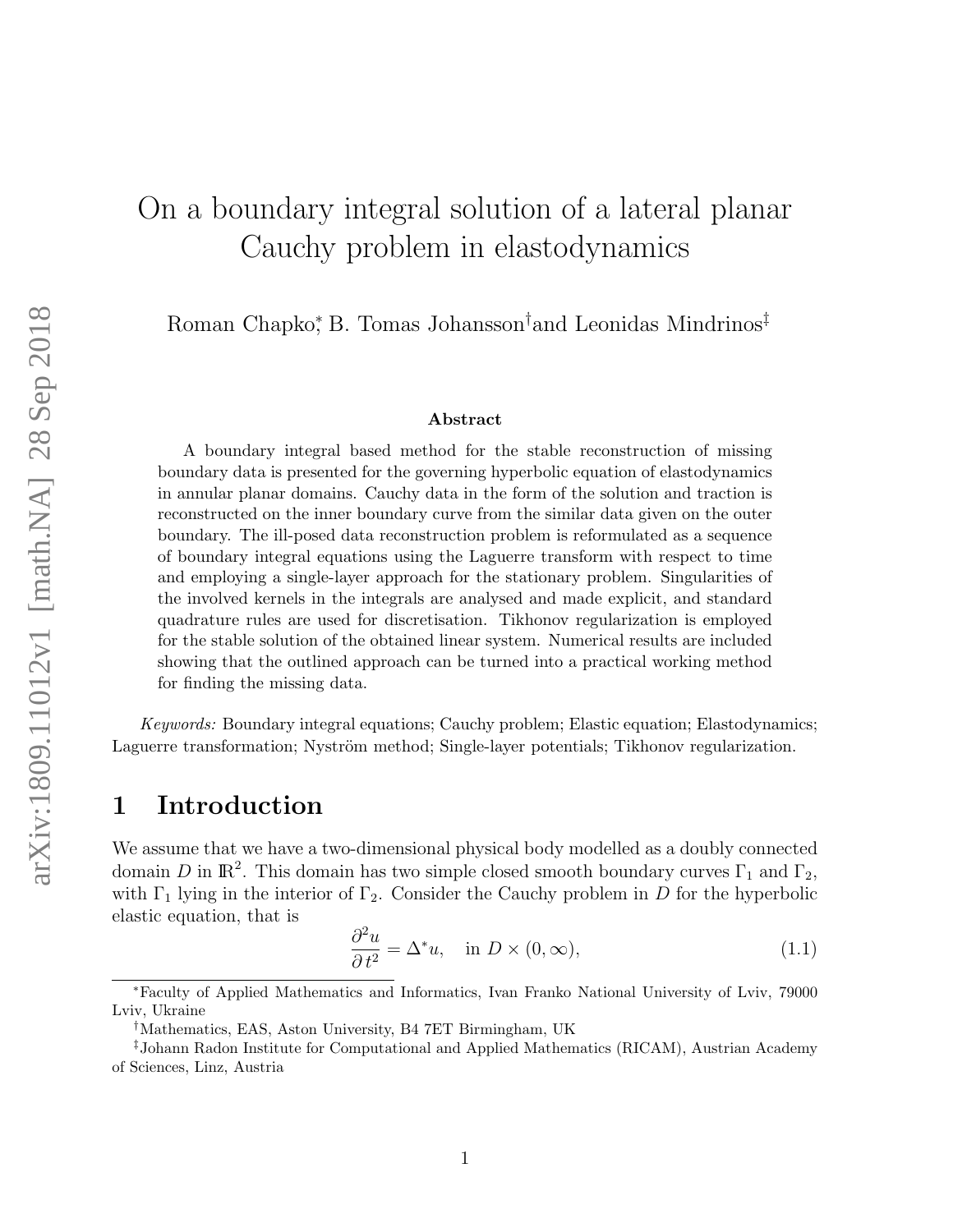# On a boundary integral solution of a lateral planar Cauchy problem in elastodynamics

Roman Chapko[*], B. Tomas Johansson[†] and Leonidas Mindrinos[‡]

### Abstract

A boundary integral based method for the stable reconstruction of missing boundary data is presented for the governing hyperbolic equation of elastodynamics in annular planar domains. Cauchy data in the form of the solution and traction is reconstructed on the inner boundary curve from the similar data given on the outer boundary. The ill-posed data reconstruction problem is reformulated as a sequence of boundary integral equations using the Laguerre transform with respect to time and employing a single-layer approach for the stationary problem. Singularities of the involved kernels in the integrals are analysed and made explicit, and standard quadrature rules are used for discretisation. Tikhonov regularization is employed for the stable solution of the obtained linear system. Numerical results are included showing that the outlined approach can be turned into a practical working method for finding the missing data.

*Keywords:* Boundary integral equations; Cauchy problem; Elastic equation; Elastodynamics; Laguerre transformation; Nyström method; Single-layer potentials; Tikhonov regularization.

## 1 Introduction

We assume that we have a two-dimensional physical body modelled as a doubly connected domain $D$ in $\mathbb{R}^2$. This domain has two simple closed smooth boundary curves $\Gamma_1$ and $\Gamma_2$, with $\Gamma_1$ lying in the interior of $\Gamma_2$. Consider the Cauchy problem in $D$ for the hyperbolic elastic equation, that is

$$\frac{\partial^2 u}{\partial t^2} = \Delta^* u, \quad \text{in } D \times (0, \infty), \tag{1.1}$$

[*] Faculty of Applied Mathematics and Informatics, Ivan Franko National University of Lviv, 79000 Lviv, Ukraine

[†] Mathematics, EAS, Aston University, B4 7ET Birmingham, UK

[‡] Johann Radon Institute for Computational and Applied Mathematics (RICAM), Austrian Academy of Sciences, Linz, Austria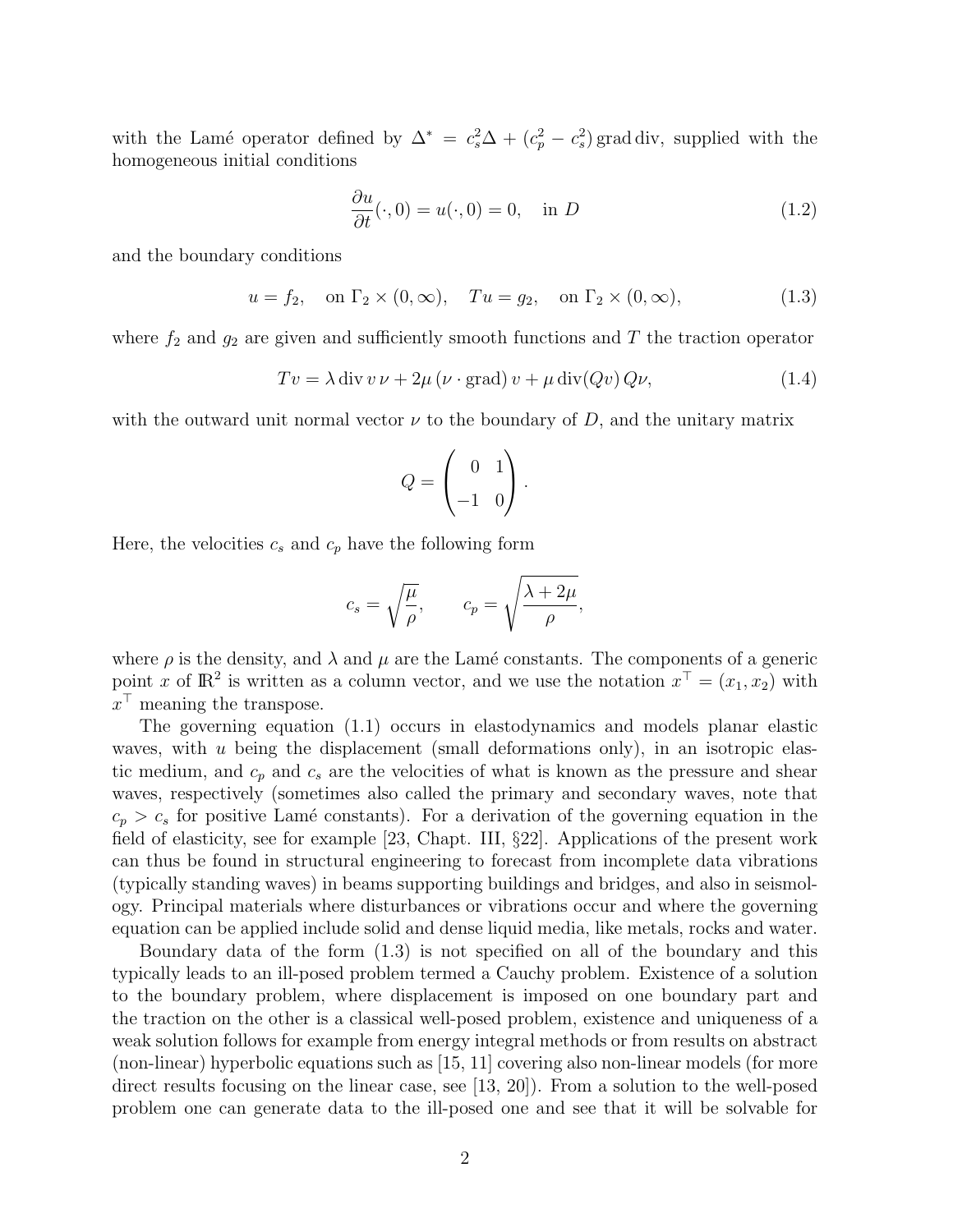with the Lamé operator defined by $\Delta^* = c_s^2 \Delta + (c_p^2 - c_s^2) \operatorname{grad} \operatorname{div}$, supplied with the homogeneous initial conditions

$$\frac{\partial u}{\partial t}(\cdot, 0) = u(\cdot, 0) = 0, \quad \text{in } D \tag{1.2}$$

and the boundary conditions

$$u = f_2, \quad \text{on } \Gamma_2 \times (0, \infty), \quad Tu = g_2, \quad \text{on } \Gamma_2 \times (0, \infty), \tag{1.3}$$

where $f_2$ and $g_2$ are given and sufficiently smooth functions and $T$ the traction operator

$$Tv = \lambda \operatorname{div} v \, \nu + 2\mu \, (\nu \cdot \operatorname{grad}) \, v + \mu \operatorname{div}(Qv) \, Q\nu, \tag{1.4}$$

with the outward unit normal vector $\nu$ to the boundary of $D$, and the unitary matrix

$$Q = \begin{pmatrix} 0 & 1 \\ -1 & 0 \end{pmatrix}.$$

Here, the velocities $c_s$ and $c_p$ have the following form

$$c_s = \sqrt{\frac{\mu}{\rho}}, \qquad c_p = \sqrt{\frac{\lambda + 2\mu}{\rho}},$$

where $\rho$ is the density, and $\lambda$ and $\mu$ are the Lamé constants. The components of a generic point $x$ of $\mathbb{R}^2$ is written as a column vector, and we use the notation $x^\top = (x_1, x_2)$ with $x^\top$ meaning the transpose.

The governing equation (1.1) occurs in elastodynamics and models planar elastic waves, with $u$ being the displacement (small deformations only), in an isotropic elastic medium, and $c_p$ and $c_s$ are the velocities of what is known as the pressure and shear waves, respectively (sometimes also called the primary and secondary waves, note that $c_p > c_s$ for positive Lamé constants). For a derivation of the governing equation in the field of elasticity, see for example [23, Chapt. III, §22]. Applications of the present work can thus be found in structural engineering to forecast from incomplete data vibrations (typically standing waves) in beams supporting buildings and bridges, and also in seismology. Principal materials where disturbances or vibrations occur and where the governing equation can be applied include solid and dense liquid media, like metals, rocks and water.

Boundary data of the form (1.3) is not specified on all of the boundary and this typically leads to an ill-posed problem termed a Cauchy problem. Existence of a solution to the boundary problem, where displacement is imposed on one boundary part and the traction on the other is a classical well-posed problem, existence and uniqueness of a weak solution follows for example from energy integral methods or from results on abstract (non-linear) hyperbolic equations such as [15, 11] covering also non-linear models (for more direct results focusing on the linear case, see [13, 20]). From a solution to the well-posed problem one can generate data to the ill-posed one and see that it will be solvable for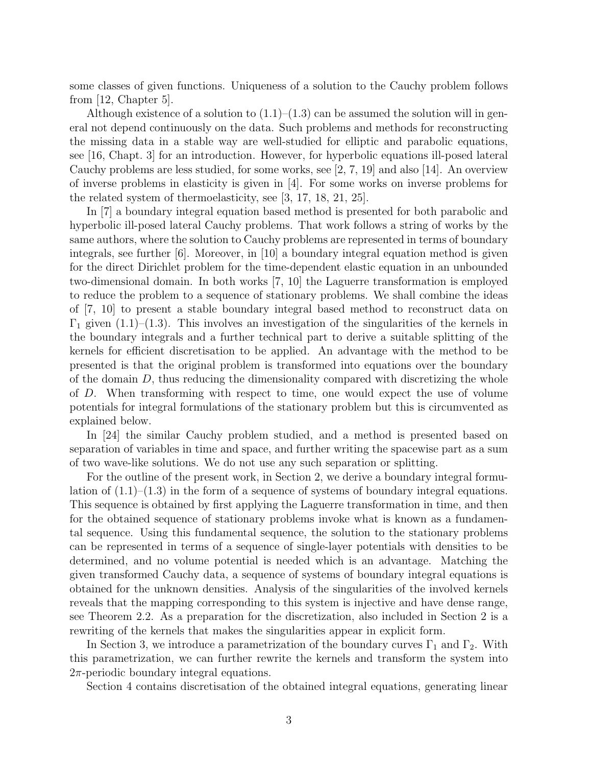some classes of given functions. Uniqueness of a solution to the Cauchy problem follows from [12, Chapter 5].

Although existence of a solution to (1.1)–(1.3) can be assumed the solution will in general not depend continuously on the data. Such problems and methods for reconstructing the missing data in a stable way are well-studied for elliptic and parabolic equations, see [16, Chapt. 3] for an introduction. However, for hyperbolic equations ill-posed lateral Cauchy problems are less studied, for some works, see [2, 7, 19] and also [14]. An overview of inverse problems in elasticity is given in [4]. For some works on inverse problems for the related system of thermoelasticity, see [3, 17, 18, 21, 25].

In [7] a boundary integral equation based method is presented for both parabolic and hyperbolic ill-posed lateral Cauchy problems. That work follows a string of works by the same authors, where the solution to Cauchy problems are represented in terms of boundary integrals, see further [6]. Moreover, in [10] a boundary integral equation method is given for the direct Dirichlet problem for the time-dependent elastic equation in an unbounded two-dimensional domain. In both works [7, 10] the Laguerre transformation is employed to reduce the problem to a sequence of stationary problems. We shall combine the ideas of [7, 10] to present a stable boundary integral based method to reconstruct data on $\Gamma_1$ given (1.1)–(1.3). This involves an investigation of the singularities of the kernels in the boundary integrals and a further technical part to derive a suitable splitting of the kernels for efficient discretisation to be applied. An advantage with the method to be presented is that the original problem is transformed into equations over the boundary of the domain $D$, thus reducing the dimensionality compared with discretizing the whole of $D$. When transforming with respect to time, one would expect the use of volume potentials for integral formulations of the stationary problem but this is circumvented as explained below.

In [24] the similar Cauchy problem studied, and a method is presented based on separation of variables in time and space, and further writing the spacewise part as a sum of two wave-like solutions. We do not use any such separation or splitting.

For the outline of the present work, in Section 2, we derive a boundary integral formulation of (1.1)–(1.3) in the form of a sequence of systems of boundary integral equations. This sequence is obtained by first applying the Laguerre transformation in time, and then for the obtained sequence of stationary problems invoke what is known as a fundamental sequence. Using this fundamental sequence, the solution to the stationary problems can be represented in terms of a sequence of single-layer potentials with densities to be determined, and no volume potential is needed which is an advantage. Matching the given transformed Cauchy data, a sequence of systems of boundary integral equations is obtained for the unknown densities. Analysis of the singularities of the involved kernels reveals that the mapping corresponding to this system is injective and have dense range, see Theorem 2.2. As a preparation for the discretization, also included in Section 2 is a rewriting of the kernels that makes the singularities appear in explicit form.

In Section 3, we introduce a parametrization of the boundary curves $\Gamma_1$ and $\Gamma_2$. With this parametrization, we can further rewrite the kernels and transform the system into $2\pi$-periodic boundary integral equations.

Section 4 contains discretisation of the obtained integral equations, generating linear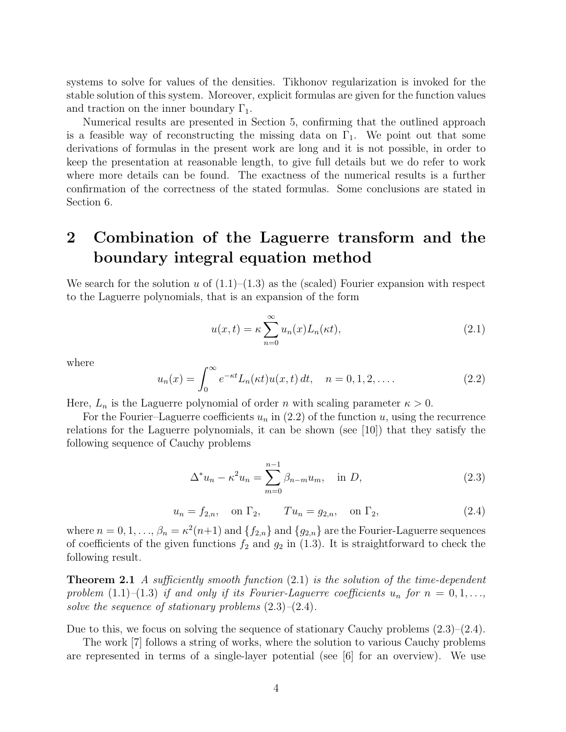systems to solve for values of the densities. Tikhonov regularization is invoked for the stable solution of this system. Moreover, explicit formulas are given for the function values and traction on the inner boundary $\Gamma_1$.

Numerical results are presented in Section 5, confirming that the outlined approach is a feasible way of reconstructing the missing data on $\Gamma_1$. We point out that some derivations of formulas in the present work are long and it is not possible, in order to keep the presentation at reasonable length, to give full details but we do refer to work where more details can be found. The exactness of the numerical results is a further confirmation of the correctness of the stated formulas. Some conclusions are stated in Section 6.

# 2 Combination of the Laguerre transform and the boundary integral equation method

We search for the solution $u$ of (1.1)–(1.3) as the (scaled) Fourier expansion with respect to the Laguerre polynomials, that is an expansion of the form

$$u(x,t) = \kappa \sum_{n=0}^{\infty} u_n(x) L_n(\kappa t), \tag{2.1}$$

where

$$u_n(x) = \int_0^{\infty} e^{-\kappa t} L_n(\kappa t) u(x,t)\, dt, \quad n = 0, 1, 2, \ldots. \tag{2.2}$$

Here, $L_n$ is the Laguerre polynomial of order $n$ with scaling parameter $\kappa > 0$.

For the Fourier–Laguerre coefficients $u_n$ in (2.2) of the function $u$, using the recurrence relations for the Laguerre polynomials, it can be shown (see [10]) that they satisfy the following sequence of Cauchy problems

$$\Delta^* u_n - \kappa^2 u_n = \sum_{m=0}^{n-1} \beta_{n-m} u_m, \quad \text{in } D, \tag{2.3}$$

$$u_n = f_{2,n}, \quad \text{on } \Gamma_2, \qquad T u_n = g_{2,n}, \quad \text{on } \Gamma_2, \tag{2.4}$$

where $n = 0, 1, \ldots$, $\beta_n = \kappa^2(n+1)$ and $\{f_{2,n}\}$ and $\{g_{2,n}\}$ are the Fourier-Laguerre sequences of coefficients of the given functions $f_2$ and $g_2$ in (1.3). It is straightforward to check the following result.

**Theorem 2.1** *A sufficiently smooth function* (2.1) *is the solution of the time-dependent problem* (1.1)–(1.3) *if and only if its Fourier-Laguerre coefficients $u_n$ for $n = 0, 1, \ldots$, solve the sequence of stationary problems* (2.3)–(2.4).

Due to this, we focus on solving the sequence of stationary Cauchy problems (2.3)–(2.4).

The work [7] follows a string of works, where the solution to various Cauchy problems are represented in terms of a single-layer potential (see [6] for an overview). We use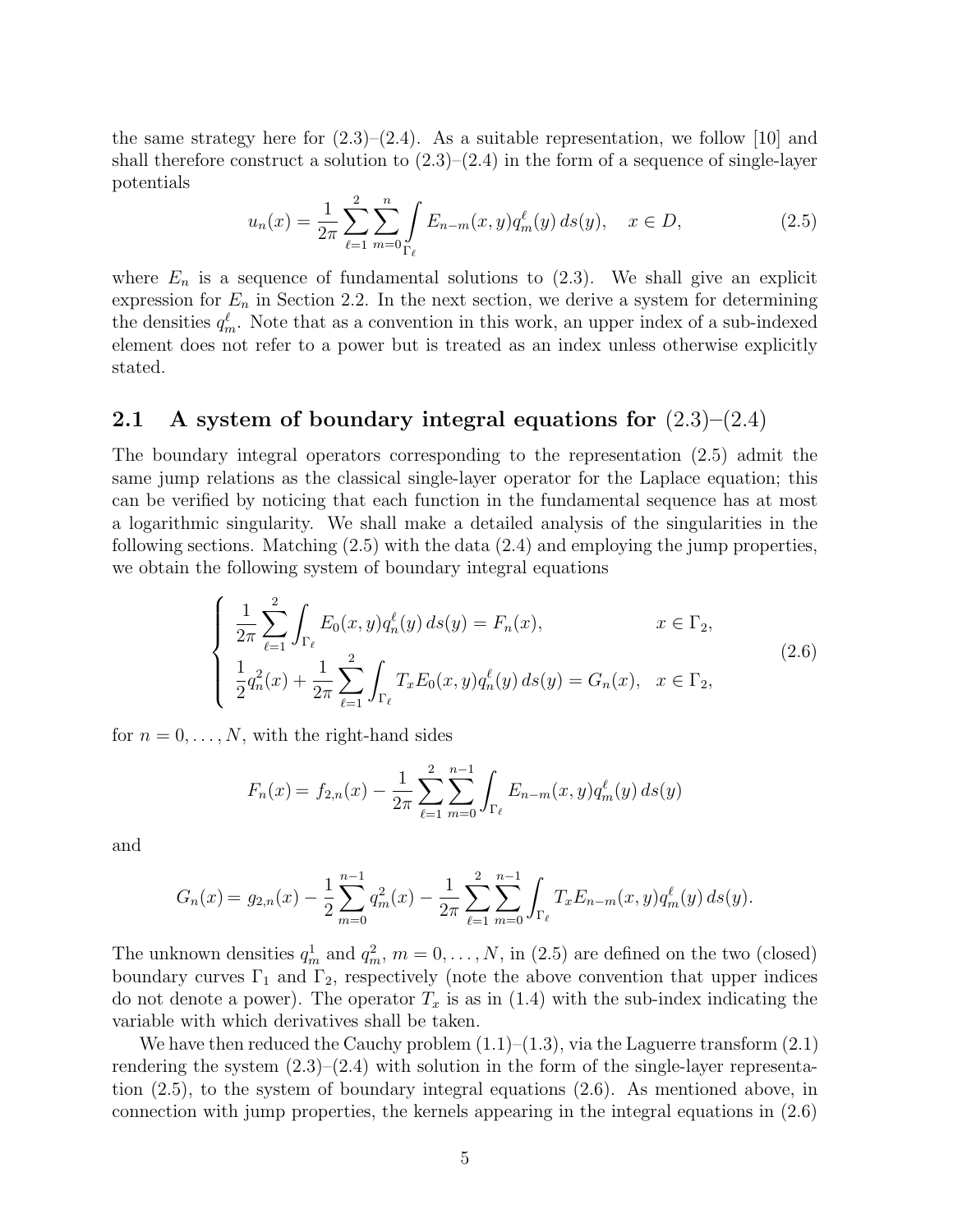the same strategy here for (2.3)–(2.4). As a suitable representation, we follow [10] and shall therefore construct a solution to (2.3)–(2.4) in the form of a sequence of single-layer potentials

$$u_n(x) = \frac{1}{2\pi} \sum_{\ell=1}^{2} \sum_{m=0}^{n} \int_{\Gamma_\ell} E_{n-m}(x,y) q_m^\ell(y)\, ds(y), \quad x \in D, \tag{2.5}$$

where $E_n$ is a sequence of fundamental solutions to (2.3). We shall give an explicit expression for $E_n$ in Section 2.2. In the next section, we derive a system for determining the densities $q_m^\ell$. Note that as a convention in this work, an upper index of a sub-indexed element does not refer to a power but is treated as an index unless otherwise explicitly stated.

## 2.1 A system of boundary integral equations for (2.3)–(2.4)

The boundary integral operators corresponding to the representation (2.5) admit the same jump relations as the classical single-layer operator for the Laplace equation; this can be verified by noticing that each function in the fundamental sequence has at most a logarithmic singularity. We shall make a detailed analysis of the singularities in the following sections. Matching (2.5) with the data (2.4) and employing the jump properties, we obtain the following system of boundary integral equations

$$\begin{cases} \dfrac{1}{2\pi} \displaystyle\sum_{\ell=1}^{2} \int_{\Gamma_\ell} E_0(x,y) q_n^\ell(y)\, ds(y) = F_n(x), & x \in \Gamma_2, \\ \dfrac{1}{2} q_n^2(x) + \dfrac{1}{2\pi} \displaystyle\sum_{\ell=1}^{2} \int_{\Gamma_\ell} T_x E_0(x,y) q_n^\ell(y)\, ds(y) = G_n(x), & x \in \Gamma_2, \end{cases} \tag{2.6}$$

for $n = 0, \dots, N$, with the right-hand sides

$$F_n(x) = f_{2,n}(x) - \frac{1}{2\pi} \sum_{\ell=1}^{2} \sum_{m=0}^{n-1} \int_{\Gamma_\ell} E_{n-m}(x,y) q_m^\ell(y)\, ds(y)$$

and

$$G_n(x) = g_{2,n}(x) - \frac{1}{2} \sum_{m=0}^{n-1} q_m^2(x) - \frac{1}{2\pi} \sum_{\ell=1}^{2} \sum_{m=0}^{n-1} \int_{\Gamma_\ell} T_x E_{n-m}(x,y) q_m^\ell(y)\, ds(y).$$

The unknown densities $q_m^1$ and $q_m^2$, $m = 0, \dots, N$, in (2.5) are defined on the two (closed) boundary curves $\Gamma_1$ and $\Gamma_2$, respectively (note the above convention that upper indices do not denote a power). The operator $T_x$ is as in (1.4) with the sub-index indicating the variable with which derivatives shall be taken.

We have then reduced the Cauchy problem (1.1)–(1.3), via the Laguerre transform (2.1) rendering the system (2.3)–(2.4) with solution in the form of the single-layer representation (2.5), to the system of boundary integral equations (2.6). As mentioned above, in connection with jump properties, the kernels appearing in the integral equations in (2.6)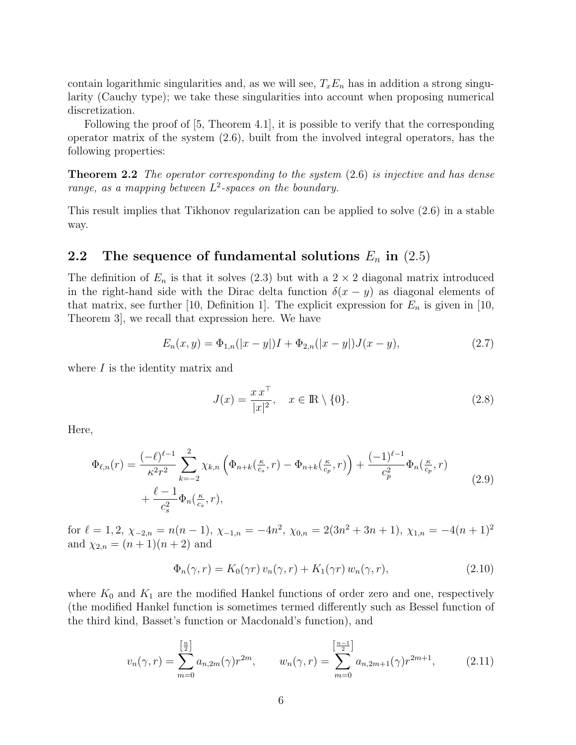contain logarithmic singularities and, as we will see, $T_x E_n$ has in addition a strong singularity (Cauchy type); we take these singularities into account when proposing numerical discretization.

Following the proof of [5, Theorem 4.1], it is possible to verify that the corresponding operator matrix of the system (2.6), built from the involved integral operators, has the following properties:

**Theorem 2.2** *The operator corresponding to the system* (2.6) *is injective and has dense range, as a mapping between $L^2$-spaces on the boundary.*

This result implies that Tikhonov regularization can be applied to solve (2.6) in a stable way.

## 2.2 The sequence of fundamental solutions $E_n$ in (2.5)

The definition of $E_n$ is that it solves (2.3) but with a $2 \times 2$ diagonal matrix introduced in the right-hand side with the Dirac delta function $\delta(x-y)$ as diagonal elements of that matrix, see further [10, Definition 1]. The explicit expression for $E_n$ is given in [10, Theorem 3], we recall that expression here. We have

$$E_n(x,y) = \Phi_{1,n}(|x-y|)I + \Phi_{2,n}(|x-y|)J(x-y), \tag{2.7}$$

where $I$ is the identity matrix and

$$J(x) = \frac{x\,x^\top}{|x|^2}, \quad x \in \mathbb{R} \setminus \{0\}. \tag{2.8}$$

Here,

$$\begin{aligned} \Phi_{\ell,n}(r) = \frac{(-\ell)^{\ell-1}}{\kappa^2 r^2} \sum_{k=-2}^{2} \chi_{k,n} \left( \Phi_{n+k}(\tfrac{\kappa}{c_s}, r) - \Phi_{n+k}(\tfrac{\kappa}{c_p}, r) \right) + \frac{(-1)^{\ell-1}}{c_p^2} \Phi_n(\tfrac{\kappa}{c_p}, r) \\ + \frac{\ell-1}{c_s^2} \Phi_n(\tfrac{\kappa}{c_s}, r), \end{aligned} \tag{2.9}$$

for $\ell = 1, 2$, $\chi_{-2,n} = n(n-1)$, $\chi_{-1,n} = -4n^2$, $\chi_{0,n} = 2(3n^2+3n+1)$, $\chi_{1,n} = -4(n+1)^2$ and $\chi_{2,n} = (n+1)(n+2)$ and

$$\Phi_n(\gamma, r) = K_0(\gamma r)\, v_n(\gamma, r) + K_1(\gamma r)\, w_n(\gamma, r), \tag{2.10}$$

where $K_0$ and $K_1$ are the modified Hankel functions of order zero and one, respectively (the modified Hankel function is sometimes termed differently such as Bessel function of the third kind, Basset's function or Macdonald's function), and

$$v_n(\gamma, r) = \sum_{m=0}^{\left[\frac{n}{2}\right]} a_{n,2m}(\gamma) r^{2m}, \qquad w_n(\gamma, r) = \sum_{m=0}^{\left[\frac{n-1}{2}\right]} a_{n,2m+1}(\gamma) r^{2m+1}, \tag{2.11}$$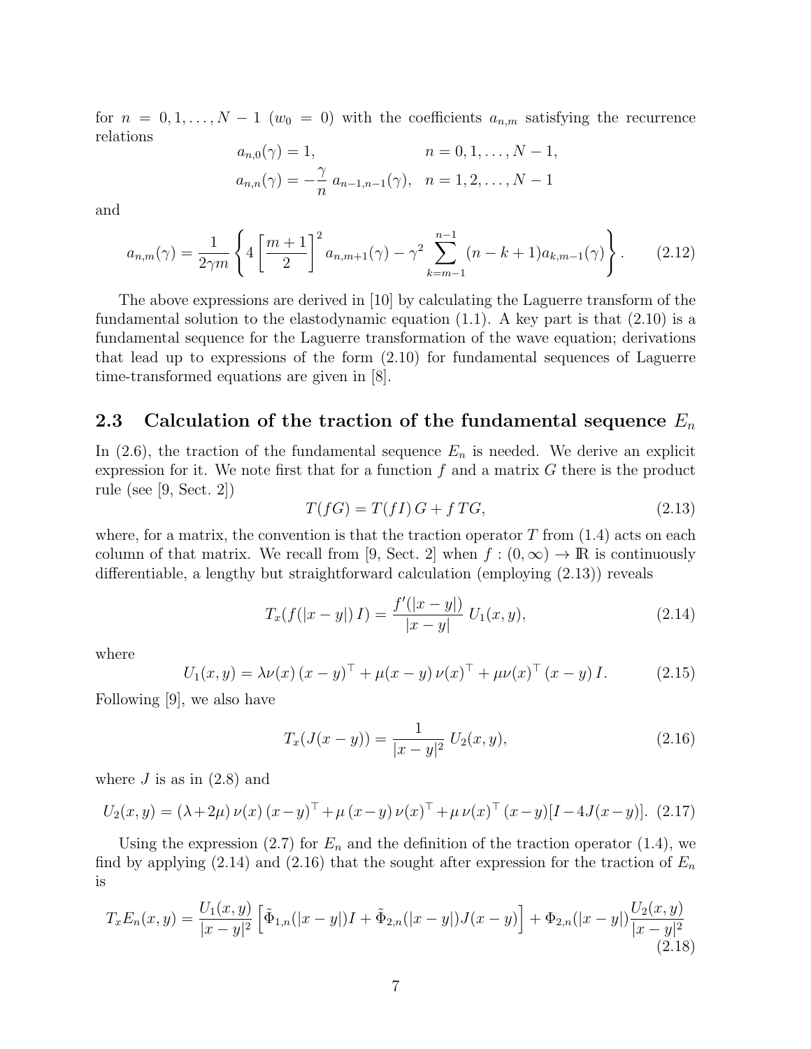for $n = 0, 1, \ldots, N-1$ ($w_0 = 0$) with the coefficients $a_{n,m}$ satisfying the recurrence relations

$$a_{n,0}(\gamma) = 1, \qquad n = 0, 1, \ldots, N-1,$$

$$a_{n,n}(\gamma) = -\frac{\gamma}{n}\, a_{n-1,n-1}(\gamma), \quad n = 1, 2, \ldots, N-1$$

and

$$a_{n,m}(\gamma) = \frac{1}{2\gamma m}\left\{ 4\left[\frac{m+1}{2}\right]^2 a_{n,m+1}(\gamma) - \gamma^2 \sum_{k=m-1}^{n-1} (n-k+1) a_{k,m-1}(\gamma) \right\}. \tag{2.12}$$

The above expressions are derived in [10] by calculating the Laguerre transform of the fundamental solution to the elastodynamic equation (1.1). A key part is that (2.10) is a fundamental sequence for the Laguerre transformation of the wave equation; derivations that lead up to expressions of the form (2.10) for fundamental sequences of Laguerre time-transformed equations are given in [8].

### 2.3 Calculation of the traction of the fundamental sequence $E_n$

In (2.6), the traction of the fundamental sequence $E_n$ is needed. We derive an explicit expression for it. We note first that for a function $f$ and a matrix $G$ there is the product rule (see [9, Sect. 2])

$$T(fG) = T(fI)\, G + f\, TG, \tag{2.13}$$

where, for a matrix, the convention is that the traction operator $T$ from (1.4) acts on each column of that matrix. We recall from [9, Sect. 2] when $f : (0, \infty) \to \mathbb{R}$ is continuously differentiable, a lengthy but straightforward calculation (employing (2.13)) reveals

$$T_x(f(|x-y|)\, I) = \frac{f'(|x-y|)}{|x-y|}\, U_1(x,y), \tag{2.14}$$

where

$$U_1(x,y) = \lambda \nu(x)\,(x-y)^\top + \mu(x-y)\,\nu(x)^\top + \mu\nu(x)^\top\,(x-y)\, I. \tag{2.15}$$

Following [9], we also have

$$T_x(J(x-y)) = \frac{1}{|x-y|^2}\, U_2(x,y), \tag{2.16}$$

where $J$ is as in (2.8) and

$$U_2(x,y) = (\lambda + 2\mu)\,\nu(x)\,(x-y)^\top + \mu\,(x-y)\,\nu(x)^\top + \mu\,\nu(x)^\top\,(x-y)[I - 4J(x-y)]. \tag{2.17}$$

Using the expression (2.7) for $E_n$ and the definition of the traction operator (1.4), we find by applying (2.14) and (2.16) that the sought after expression for the traction of $E_n$ is

$$T_x E_n(x,y) = \frac{U_1(x,y)}{|x-y|^2}\left[\tilde{\Phi}_{1,n}(|x-y|)I + \tilde{\Phi}_{2,n}(|x-y|)J(x-y)\right] + \Phi_{2,n}(|x-y|)\frac{U_2(x,y)}{|x-y|^2} \tag{2.18}$$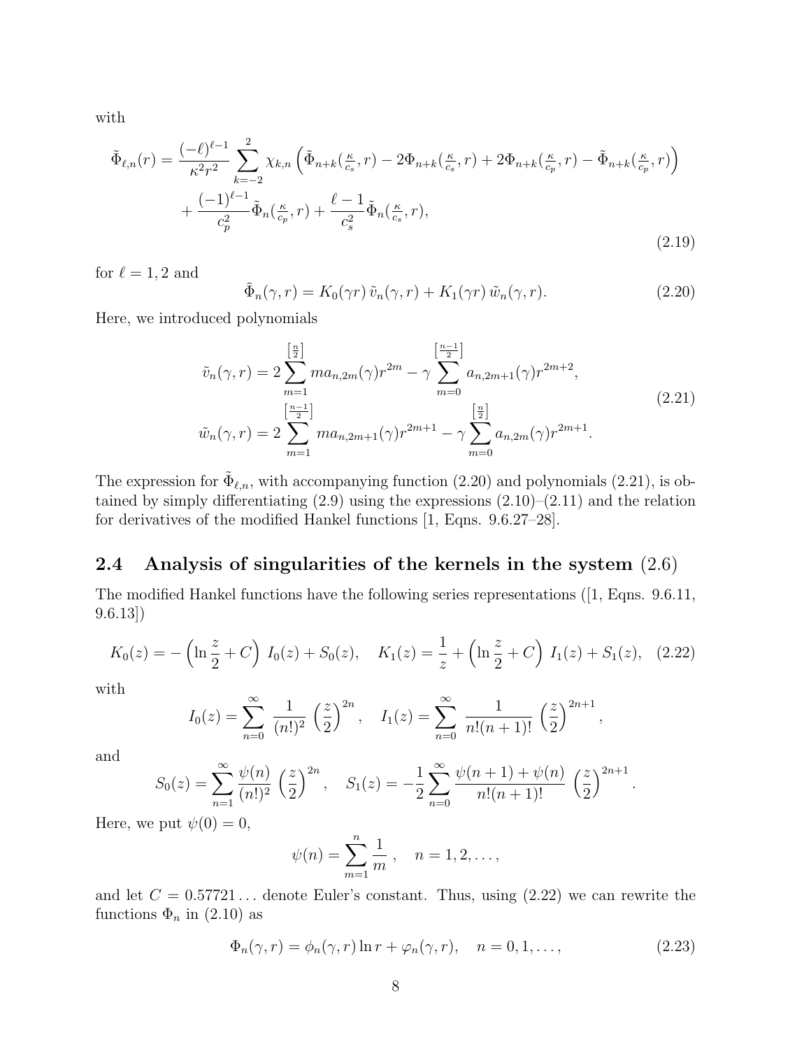with

$$
\begin{aligned}
\tilde{\Phi}_{\ell,n}(r) = &\frac{(-\ell)^{\ell-1}}{\kappa^2 r^2} \sum_{k=-2}^{2} \chi_{k,n} \Big( \tilde{\Phi}_{n+k}(\tfrac{\kappa}{c_s}, r) - 2\Phi_{n+k}(\tfrac{\kappa}{c_s}, r) + 2\Phi_{n+k}(\tfrac{\kappa}{c_p}, r) - \tilde{\Phi}_{n+k}(\tfrac{\kappa}{c_p}, r) \Big) \\
&+ \frac{(-1)^{\ell-1}}{c_p^2} \tilde{\Phi}_n(\tfrac{\kappa}{c_p}, r) + \frac{\ell-1}{c_s^2} \tilde{\Phi}_n(\tfrac{\kappa}{c_s}, r),
\end{aligned}
\tag{2.19}
$$

for $\ell = 1, 2$ and

$$
\tilde{\Phi}_n(\gamma, r) = K_0(\gamma r)\, \tilde{v}_n(\gamma, r) + K_1(\gamma r)\, \tilde{w}_n(\gamma, r). \tag{2.20}
$$

Here, we introduced polynomials

$$
\begin{aligned}
\tilde{v}_n(\gamma, r) &= 2 \sum_{m=1}^{\left[\frac{n}{2}\right]} m a_{n,2m}(\gamma) r^{2m} - \gamma \sum_{m=0}^{\left[\frac{n-1}{2}\right]} a_{n,2m+1}(\gamma) r^{2m+2}, \\
\tilde{w}_n(\gamma, r) &= 2 \sum_{m=1}^{\left[\frac{n-1}{2}\right]} m a_{n,2m+1}(\gamma) r^{2m+1} - \gamma \sum_{m=0}^{\left[\frac{n}{2}\right]} a_{n,2m}(\gamma) r^{2m+1}.
\end{aligned}
\tag{2.21}
$$

The expression for $\tilde{\Phi}_{\ell,n}$, with accompanying function (2.20) and polynomials (2.21), is obtained by simply differentiating (2.9) using the expressions (2.10)–(2.11) and the relation for derivatives of the modified Hankel functions [1, Eqns. 9.6.27–28].

## 2.4 Analysis of singularities of the kernels in the system (2.6)

The modified Hankel functions have the following series representations ([1, Eqns. 9.6.11, 9.6.13])

$$
K_0(z) = -\left(\ln \frac{z}{2} + C\right) I_0(z) + S_0(z), \quad K_1(z) = \frac{1}{z} + \left(\ln \frac{z}{2} + C\right) I_1(z) + S_1(z), \tag{2.22}
$$

with

$$
I_0(z) = \sum_{n=0}^{\infty} \frac{1}{(n!)^2} \left(\frac{z}{2}\right)^{2n}, \quad I_1(z) = \sum_{n=0}^{\infty} \frac{1}{n!(n+1)!} \left(\frac{z}{2}\right)^{2n+1},
$$

and

$$
S_0(z) = \sum_{n=1}^{\infty} \frac{\psi(n)}{(n!)^2} \left(\frac{z}{2}\right)^{2n}, \quad S_1(z) = -\frac{1}{2} \sum_{n=0}^{\infty} \frac{\psi(n+1) + \psi(n)}{n!(n+1)!} \left(\frac{z}{2}\right)^{2n+1}.
$$

Here, we put $\psi(0) = 0$,

$$
\psi(n) = \sum_{m=1}^{n} \frac{1}{m}, \quad n = 1, 2, \ldots,
$$

and let $C = 0.57721\ldots$ denote Euler's constant. Thus, using (2.22) we can rewrite the functions $\Phi_n$ in (2.10) as

$$
\Phi_n(\gamma, r) = \phi_n(\gamma, r) \ln r + \varphi_n(\gamma, r), \quad n = 0, 1, \ldots, \tag{2.23}
$$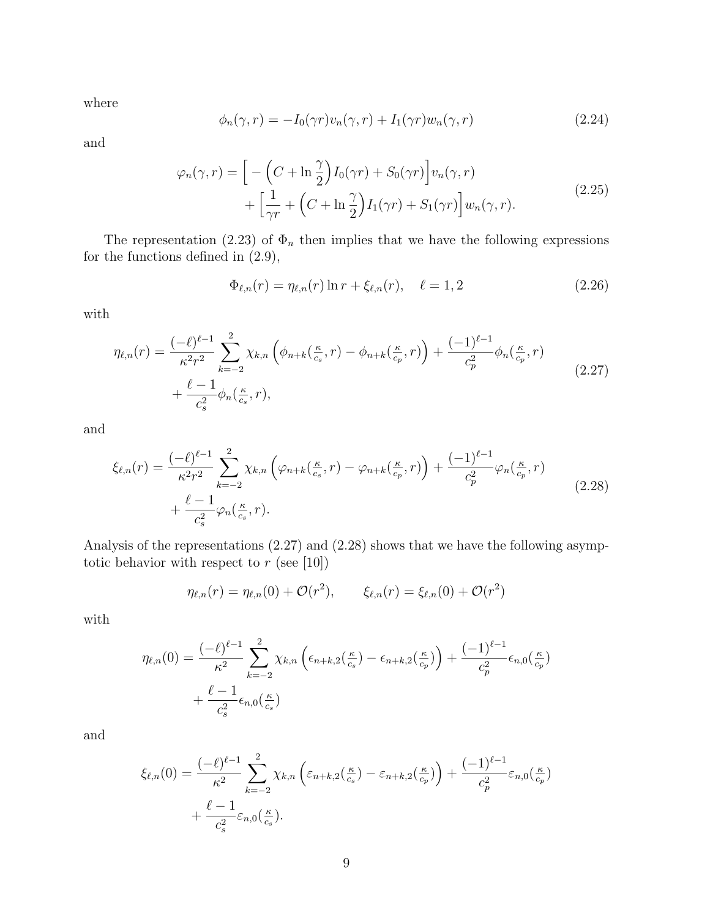where

$$\phi_n(\gamma, r) = -I_0(\gamma r) v_n(\gamma, r) + I_1(\gamma r) w_n(\gamma, r) \tag{2.24}$$

and

$$\begin{aligned}\varphi_n(\gamma, r) = \Big[ -\Big(C + \ln\frac{\gamma}{2}\Big) I_0(\gamma r) + S_0(\gamma r)\Big] v_n(\gamma, r) \\ + \Big[\frac{1}{\gamma r} + \Big(C + \ln\frac{\gamma}{2}\Big) I_1(\gamma r) + S_1(\gamma r)\Big] w_n(\gamma, r).\end{aligned} \tag{2.25}$$

The representation (2.23) of $\Phi_n$ then implies that we have the following expressions for the functions defined in (2.9),

$$\Phi_{\ell,n}(r) = \eta_{\ell,n}(r) \ln r + \xi_{\ell,n}(r), \quad \ell = 1, 2 \tag{2.26}$$

with

$$\begin{aligned}\eta_{\ell,n}(r) = \frac{(-\ell)^{\ell-1}}{\kappa^2 r^2} \sum_{k=-2}^{2} \chi_{k,n} \left( \phi_{n+k}(\tfrac{\kappa}{c_s}, r) - \phi_{n+k}(\tfrac{\kappa}{c_p}, r)\right) + \frac{(-1)^{\ell-1}}{c_p^2} \phi_n(\tfrac{\kappa}{c_p}, r) \\ + \frac{\ell - 1}{c_s^2} \phi_n(\tfrac{\kappa}{c_s}, r),\end{aligned} \tag{2.27}$$

and

$$\begin{aligned}\xi_{\ell,n}(r) = \frac{(-\ell)^{\ell-1}}{\kappa^2 r^2} \sum_{k=-2}^{2} \chi_{k,n} \left( \varphi_{n+k}(\tfrac{\kappa}{c_s}, r) - \varphi_{n+k}(\tfrac{\kappa}{c_p}, r)\right) + \frac{(-1)^{\ell-1}}{c_p^2} \varphi_n(\tfrac{\kappa}{c_p}, r) \\ + \frac{\ell - 1}{c_s^2} \varphi_n(\tfrac{\kappa}{c_s}, r).\end{aligned} \tag{2.28}$$

Analysis of the representations (2.27) and (2.28) shows that we have the following asymptotic behavior with respect to $r$ (see [10])

$$\eta_{\ell,n}(r) = \eta_{\ell,n}(0) + \mathcal{O}(r^2), \qquad \xi_{\ell,n}(r) = \xi_{\ell,n}(0) + \mathcal{O}(r^2)$$

with

$$\begin{aligned}\eta_{\ell,n}(0) = \frac{(-\ell)^{\ell-1}}{\kappa^2} \sum_{k=-2}^{2} \chi_{k,n} \left( \epsilon_{n+k,2}(\tfrac{\kappa}{c_s}) - \epsilon_{n+k,2}(\tfrac{\kappa}{c_p})\right) + \frac{(-1)^{\ell-1}}{c_p^2} \epsilon_{n,0}(\tfrac{\kappa}{c_p}) \\ + \frac{\ell - 1}{c_s^2} \epsilon_{n,0}(\tfrac{\kappa}{c_s})\end{aligned}$$

and

$$\begin{aligned}\xi_{\ell,n}(0) = \frac{(-\ell)^{\ell-1}}{\kappa^2} \sum_{k=-2}^{2} \chi_{k,n} \left( \varepsilon_{n+k,2}(\tfrac{\kappa}{c_s}) - \varepsilon_{n+k,2}(\tfrac{\kappa}{c_p})\right) + \frac{(-1)^{\ell-1}}{c_p^2} \varepsilon_{n,0}(\tfrac{\kappa}{c_p}) \\ + \frac{\ell - 1}{c_s^2} \varepsilon_{n,0}(\tfrac{\kappa}{c_s}).\end{aligned}$$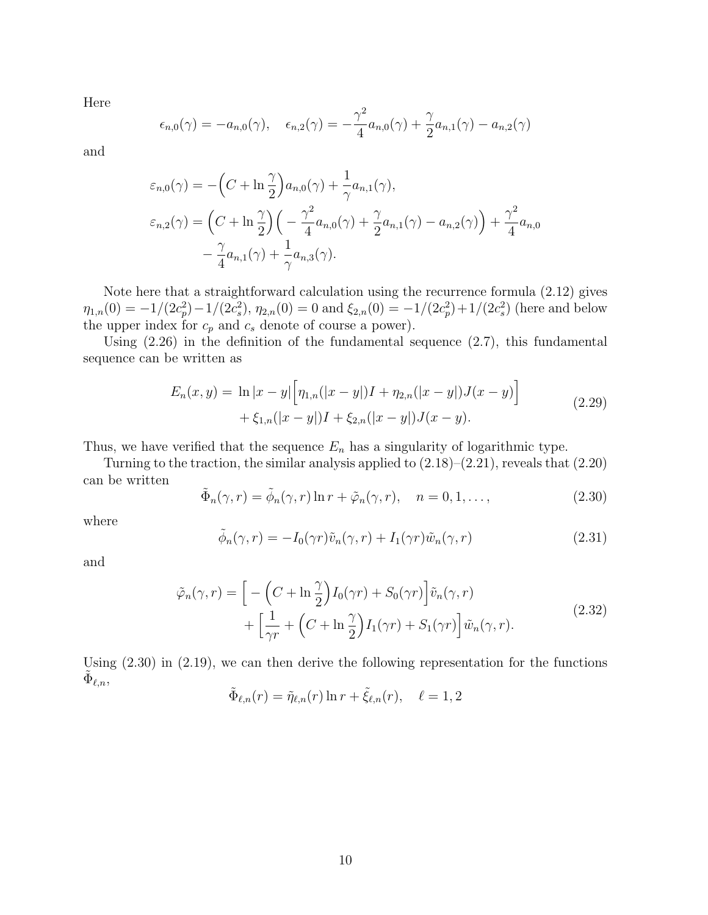Here

$$\epsilon_{n,0}(\gamma) = -a_{n,0}(\gamma), \quad \epsilon_{n,2}(\gamma) = -\frac{\gamma^2}{4}a_{n,0}(\gamma) + \frac{\gamma}{2}a_{n,1}(\gamma) - a_{n,2}(\gamma)$$

and

$$\begin{aligned}
\varepsilon_{n,0}(\gamma) &= -\Big(C + \ln\frac{\gamma}{2}\Big)a_{n,0}(\gamma) + \frac{1}{\gamma}a_{n,1}(\gamma), \\
\varepsilon_{n,2}(\gamma) &= \Big(C + \ln\frac{\gamma}{2}\Big)\Big( -\frac{\gamma^2}{4}a_{n,0}(\gamma) + \frac{\gamma}{2}a_{n,1}(\gamma) - a_{n,2}(\gamma)\Big) + \frac{\gamma^2}{4}a_{n,0} \\
&\quad - \frac{\gamma}{4}a_{n,1}(\gamma) + \frac{1}{\gamma}a_{n,3}(\gamma).
\end{aligned}$$

Note here that a straightforward calculation using the recurrence formula (2.12) gives $\eta_{1,n}(0) = -1/(2c_p^2) - 1/(2c_s^2)$, $\eta_{2,n}(0) = 0$ and $\xi_{2,n}(0) = -1/(2c_p^2) + 1/(2c_s^2)$ (here and below the upper index for $c_p$ and $c_s$ denote of course a power).

Using (2.26) in the definition of the fundamental sequence (2.7), this fundamental sequence can be written as

$$\begin{aligned}
E_n(x,y) = &\ \ln|x-y|\Big[\eta_{1,n}(|x-y|)I + \eta_{2,n}(|x-y|)J(x-y)\Big] \\
&+ \xi_{1,n}(|x-y|)I + \xi_{2,n}(|x-y|)J(x-y).
\end{aligned} \tag{2.29}$$

Thus, we have verified that the sequence $E_n$ has a singularity of logarithmic type.

Turning to the traction, the similar analysis applied to (2.18)–(2.21), reveals that (2.20) can be written

$$\tilde{\Phi}_n(\gamma, r) = \tilde{\phi}_n(\gamma, r)\ln r + \tilde{\varphi}_n(\gamma, r), \quad n = 0, 1, \ldots, \tag{2.30}$$

where

$$\tilde{\phi}_n(\gamma, r) = -I_0(\gamma r)\tilde{v}_n(\gamma, r) + I_1(\gamma r)\tilde{w}_n(\gamma, r) \tag{2.31}$$

and

$$\begin{aligned}
\tilde{\varphi}_n(\gamma, r) = &\Big[ -\Big(C + \ln\frac{\gamma}{2}\Big)I_0(\gamma r) + S_0(\gamma r)\Big]\tilde{v}_n(\gamma, r) \\
&+ \Big[\frac{1}{\gamma r} + \Big(C + \ln\frac{\gamma}{2}\Big)I_1(\gamma r) + S_1(\gamma r)\Big]\tilde{w}_n(\gamma, r).
\end{aligned} \tag{2.32}$$

Using (2.30) in (2.19), we can then derive the following representation for the functions $\tilde{\Phi}_{\ell,n}$,

$$\tilde{\Phi}_{\ell,n}(r) = \tilde{\eta}_{\ell,n}(r)\ln r + \tilde{\xi}_{\ell,n}(r), \quad \ell = 1, 2$$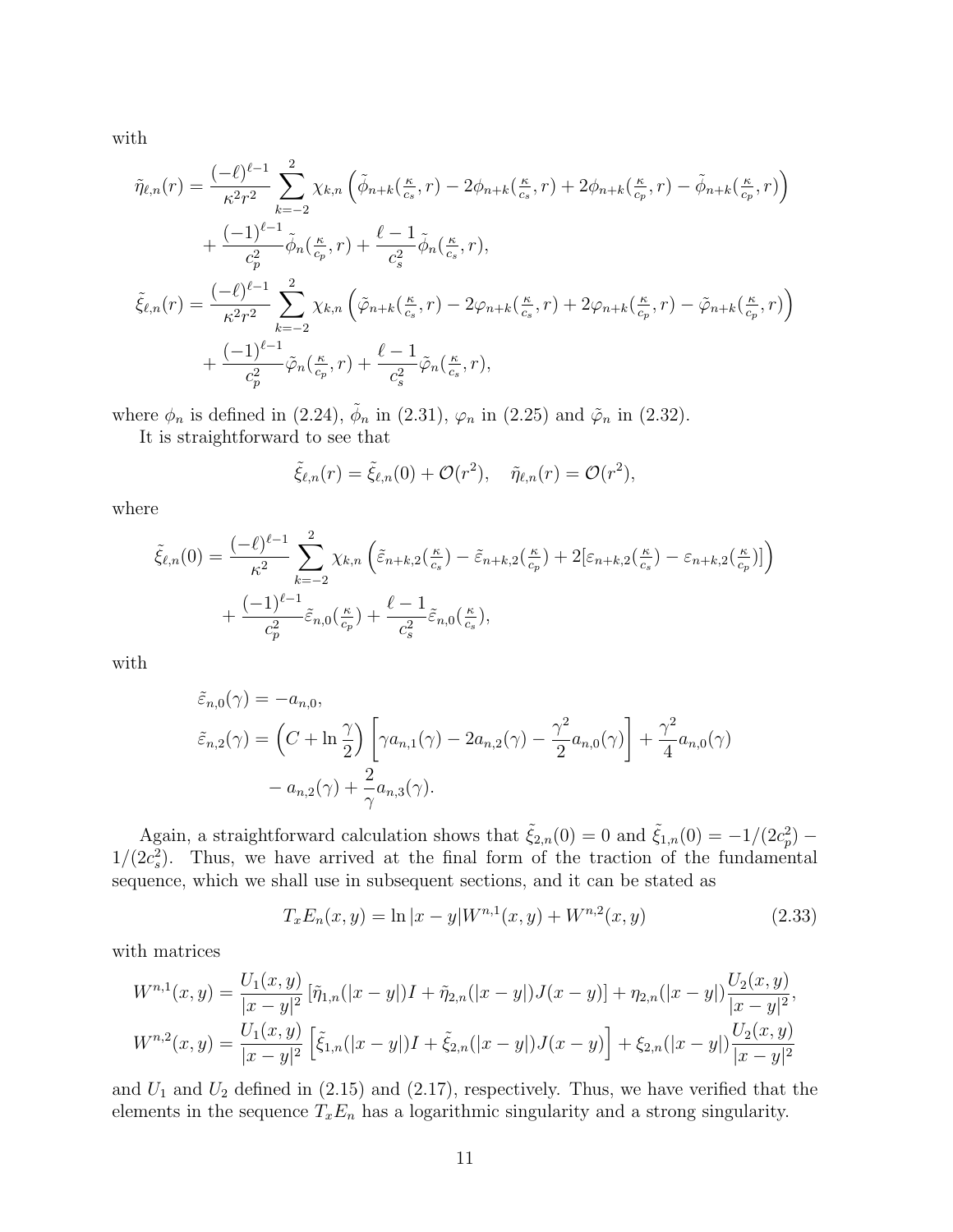with

$$
\begin{aligned}
\tilde{\eta}_{\ell,n}(r) &= \frac{(-\ell)^{\ell-1}}{\kappa^2 r^2} \sum_{k=-2}^{2} \chi_{k,n} \left( \tilde{\phi}_{n+k}(\tfrac{\kappa}{c_s}, r) - 2\phi_{n+k}(\tfrac{\kappa}{c_s}, r) + 2\phi_{n+k}(\tfrac{\kappa}{c_p}, r) - \tilde{\phi}_{n+k}(\tfrac{\kappa}{c_p}, r) \right) \\
&\quad + \frac{(-1)^{\ell-1}}{c_p^2} \tilde{\phi}_n(\tfrac{\kappa}{c_p}, r) + \frac{\ell-1}{c_s^2} \tilde{\phi}_n(\tfrac{\kappa}{c_s}, r), \\
\tilde{\xi}_{\ell,n}(r) &= \frac{(-\ell)^{\ell-1}}{\kappa^2 r^2} \sum_{k=-2}^{2} \chi_{k,n} \left( \tilde{\varphi}_{n+k}(\tfrac{\kappa}{c_s}, r) - 2\varphi_{n+k}(\tfrac{\kappa}{c_s}, r) + 2\varphi_{n+k}(\tfrac{\kappa}{c_p}, r) - \tilde{\varphi}_{n+k}(\tfrac{\kappa}{c_p}, r) \right) \\
&\quad + \frac{(-1)^{\ell-1}}{c_p^2} \tilde{\varphi}_n(\tfrac{\kappa}{c_p}, r) + \frac{\ell-1}{c_s^2} \tilde{\varphi}_n(\tfrac{\kappa}{c_s}, r),
\end{aligned}
$$

where $\phi_n$ is defined in (2.24), $\tilde{\phi}_n$ in (2.31), $\varphi_n$ in (2.25) and $\tilde{\varphi}_n$ in (2.32).

It is straightforward to see that

$$
\tilde{\xi}_{\ell,n}(r) = \tilde{\xi}_{\ell,n}(0) + \mathcal{O}(r^2), \quad \tilde{\eta}_{\ell,n}(r) = \mathcal{O}(r^2),
$$

where

$$
\begin{aligned}
\tilde{\xi}_{\ell,n}(0) &= \frac{(-\ell)^{\ell-1}}{\kappa^2} \sum_{k=-2}^{2} \chi_{k,n} \left( \tilde{\varepsilon}_{n+k,2}(\tfrac{\kappa}{c_s}) - \tilde{\varepsilon}_{n+k,2}(\tfrac{\kappa}{c_p}) + 2[\varepsilon_{n+k,2}(\tfrac{\kappa}{c_s}) - \varepsilon_{n+k,2}(\tfrac{\kappa}{c_p})] \right) \\
&\quad + \frac{(-1)^{\ell-1}}{c_p^2} \tilde{\varepsilon}_{n,0}(\tfrac{\kappa}{c_p}) + \frac{\ell-1}{c_s^2} \tilde{\varepsilon}_{n,0}(\tfrac{\kappa}{c_s}),
\end{aligned}
$$

with

$$
\begin{aligned}
\tilde{\varepsilon}_{n,0}(\gamma) &= -a_{n,0}, \\
\tilde{\varepsilon}_{n,2}(\gamma) &= \Big( C + \ln \frac{\gamma}{2} \Big) \left[ \gamma a_{n,1}(\gamma) - 2a_{n,2}(\gamma) - \frac{\gamma^2}{2} a_{n,0}(\gamma) \right] + \frac{\gamma^2}{4} a_{n,0}(\gamma) \\
&\quad - a_{n,2}(\gamma) + \frac{2}{\gamma} a_{n,3}(\gamma).
\end{aligned}
$$

Again, a straightforward calculation shows that $\tilde{\xi}_{2,n}(0) = 0$ and $\tilde{\xi}_{1,n}(0) = -1/(2c_p^2) - 1/(2c_s^2)$. Thus, we have arrived at the final form of the traction of the fundamental sequence, which we shall use in subsequent sections, and it can be stated as

$$
T_x E_n(x,y) = \ln|x-y| W^{n,1}(x,y) + W^{n,2}(x,y) \tag{2.33}
$$

with matrices

$$
\begin{aligned}
W^{n,1}(x,y) &= \frac{U_1(x,y)}{|x-y|^2} \left[ \tilde{\eta}_{1,n}(|x-y|) I + \tilde{\eta}_{2,n}(|x-y|) J(x-y) \right] + \eta_{2,n}(|x-y|) \frac{U_2(x,y)}{|x-y|^2}, \\
W^{n,2}(x,y) &= \frac{U_1(x,y)}{|x-y|^2} \left[ \tilde{\xi}_{1,n}(|x-y|) I + \tilde{\xi}_{2,n}(|x-y|) J(x-y) \right] + \xi_{2,n}(|x-y|) \frac{U_2(x,y)}{|x-y|^2}
\end{aligned}
$$

and $U_1$ and $U_2$ defined in (2.15) and (2.17), respectively. Thus, we have verified that the elements in the sequence $T_x E_n$ has a logarithmic singularity and a strong singularity.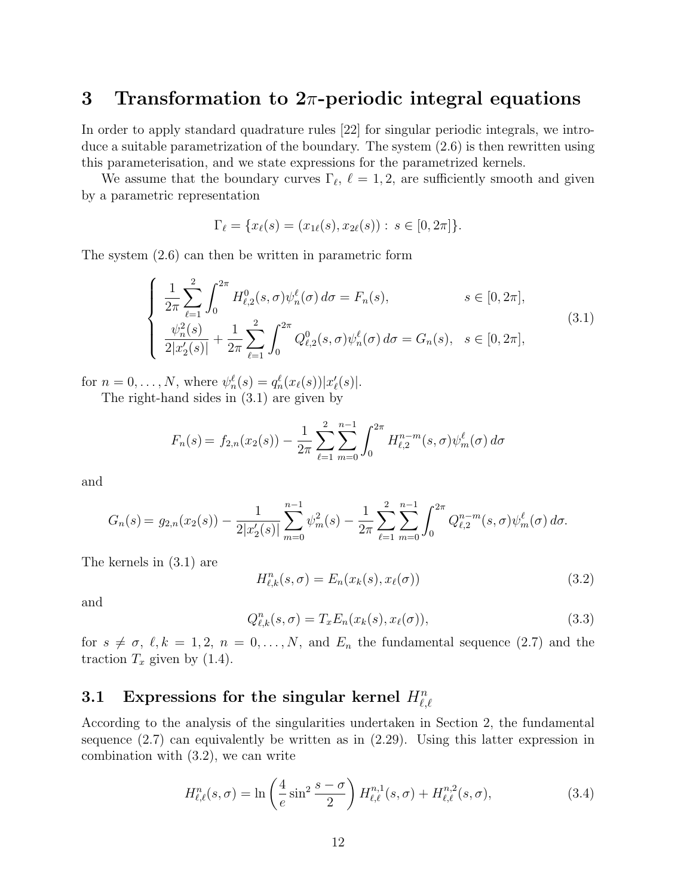## 3 Transformation to $2\pi$-periodic integral equations

In order to apply standard quadrature rules [22] for singular periodic integrals, we introduce a suitable parametrization of the boundary. The system (2.6) is then rewritten using this parameterisation, and we state expressions for the parametrized kernels.

We assume that the boundary curves $\Gamma_\ell$, $\ell = 1, 2$, are sufficiently smooth and given by a parametric representation

$$\Gamma_\ell = \{x_\ell(s) = (x_{1\ell}(s), x_{2\ell}(s)) : \, s \in [0, 2\pi]\}.$$

The system (2.6) can then be written in parametric form

$$\begin{cases} \dfrac{1}{2\pi} \displaystyle\sum_{\ell=1}^{2} \int_0^{2\pi} H^0_{\ell,2}(s,\sigma)\psi^\ell_n(\sigma)\, d\sigma = F_n(s), & s \in [0, 2\pi], \\ \dfrac{\psi^2_n(s)}{2|x_2'(s)|} + \dfrac{1}{2\pi} \displaystyle\sum_{\ell=1}^{2} \int_0^{2\pi} Q^0_{\ell,2}(s,\sigma)\psi^\ell_n(\sigma)\, d\sigma = G_n(s), & s \in [0, 2\pi], \end{cases} \tag{3.1}$$

for $n = 0, \ldots, N$, where $\psi^\ell_n(s) = q^\ell_n(x_\ell(s))|x_\ell'(s)|$.

The right-hand sides in (3.1) are given by

$$F_n(s) = f_{2,n}(x_2(s)) - \frac{1}{2\pi} \sum_{\ell=1}^{2} \sum_{m=0}^{n-1} \int_0^{2\pi} H^{n-m}_{\ell,2}(s,\sigma)\psi^\ell_m(\sigma)\, d\sigma$$

and

$$G_n(s) = g_{2,n}(x_2(s)) - \frac{1}{2|x_2'(s)|} \sum_{m=0}^{n-1} \psi^2_m(s) - \frac{1}{2\pi} \sum_{\ell=1}^{2} \sum_{m=0}^{n-1} \int_0^{2\pi} Q^{n-m}_{\ell,2}(s,\sigma)\psi^\ell_m(\sigma)\, d\sigma.$$

The kernels in (3.1) are

$$H^n_{\ell,k}(s,\sigma) = E_n(x_k(s), x_\ell(\sigma)) \tag{3.2}$$

and

$$Q^n_{\ell,k}(s,\sigma) = T_x E_n(x_k(s), x_\ell(\sigma)), \tag{3.3}$$

for $s \neq \sigma$, $\ell, k = 1, 2$, $n = 0, \ldots, N$, and $E_n$ the fundamental sequence (2.7) and the traction $T_x$ given by (1.4).

### 3.1 Expressions for the singular kernel $H^n_{\ell,\ell}$

According to the analysis of the singularities undertaken in Section 2, the fundamental sequence (2.7) can equivalently be written as in (2.29). Using this latter expression in combination with (3.2), we can write

$$H^n_{\ell,\ell}(s,\sigma) = \ln\left(\frac{4}{e}\sin^2\frac{s-\sigma}{2}\right) H^{n,1}_{\ell,\ell}(s,\sigma) + H^{n,2}_{\ell,\ell}(s,\sigma), \tag{3.4}$$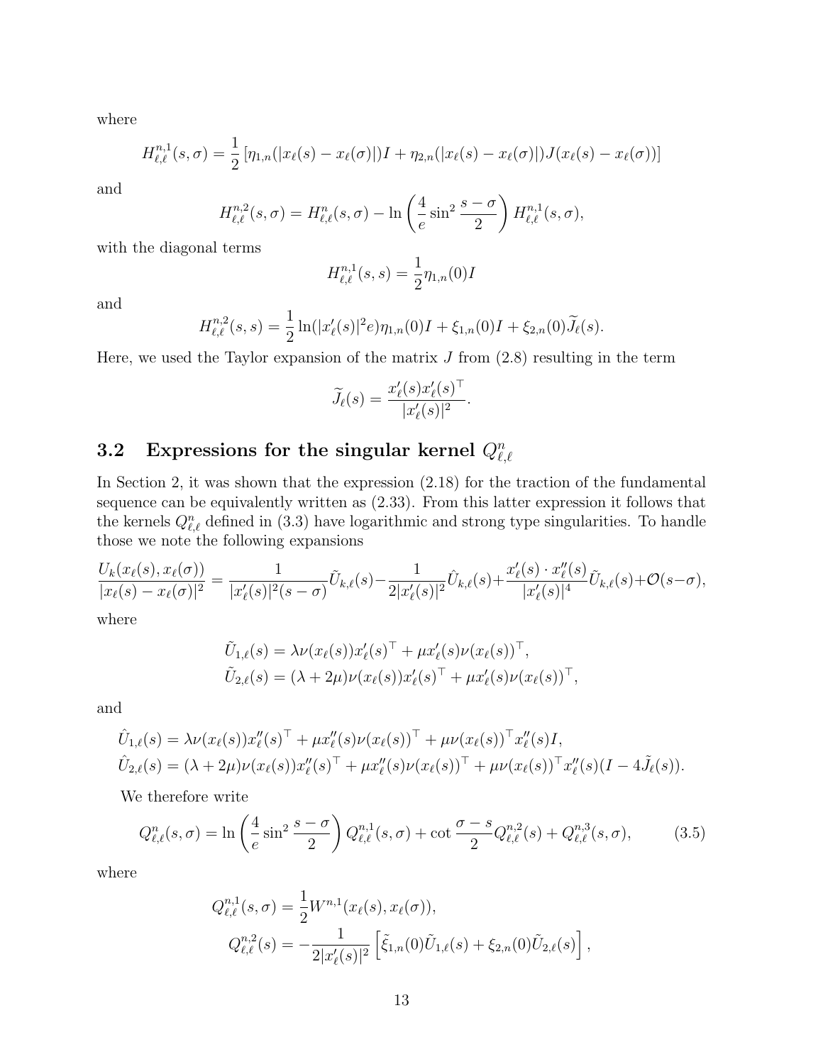where

$$H_{\ell,\ell}^{n,1}(s,\sigma) = \frac{1}{2}\left[\eta_{1,n}(|x_\ell(s) - x_\ell(\sigma)|)I + \eta_{2,n}(|x_\ell(s) - x_\ell(\sigma)|)J(x_\ell(s) - x_\ell(\sigma))\right]$$

and

$$H_{\ell,\ell}^{n,2}(s,\sigma) = H_{\ell,\ell}^{n}(s,\sigma) - \ln\left(\frac{4}{e}\sin^2\frac{s-\sigma}{2}\right)H_{\ell,\ell}^{n,1}(s,\sigma),$$

with the diagonal terms

$$H_{\ell,\ell}^{n,1}(s,s) = \frac{1}{2}\eta_{1,n}(0)I$$

and

$$H_{\ell,\ell}^{n,2}(s,s) = \frac{1}{2}\ln(|x_\ell'(s)|^2 e)\eta_{1,n}(0)I + \xi_{1,n}(0)I + \xi_{2,n}(0)\widetilde{J}_\ell(s).$$

Here, we used the Taylor expansion of the matrix $J$ from (2.8) resulting in the term

$$\widetilde{J}_\ell(s) = \frac{x_\ell'(s)x_\ell'(s)^\top}{|x_\ell'(s)|^2}.$$

## 3.2 Expressions for the singular kernel $Q_{\ell,\ell}^n$

In Section 2, it was shown that the expression (2.18) for the traction of the fundamental sequence can be equivalently written as (2.33). From this latter expression it follows that the kernels $Q_{\ell,\ell}^n$ defined in (3.3) have logarithmic and strong type singularities. To handle those we note the following expansions

$$\frac{U_k(x_\ell(s),x_\ell(\sigma))}{|x_\ell(s)-x_\ell(\sigma)|^2} = \frac{1}{|x_\ell'(s)|^2(s-\sigma)}\tilde{U}_{k,\ell}(s) - \frac{1}{2|x_\ell'(s)|^2}\hat{U}_{k,\ell}(s) + \frac{x_\ell'(s)\cdot x_\ell''(s)}{|x_\ell'(s)|^4}\tilde{U}_{k,\ell}(s) + \mathcal{O}(s-\sigma),$$

where

$$\tilde{U}_{1,\ell}(s) = \lambda\nu(x_\ell(s))x_\ell'(s)^\top + \mu x_\ell'(s)\nu(x_\ell(s))^\top,$$
$$\tilde{U}_{2,\ell}(s) = (\lambda+2\mu)\nu(x_\ell(s))x_\ell'(s)^\top + \mu x_\ell'(s)\nu(x_\ell(s))^\top,$$

and

$$\hat{U}_{1,\ell}(s) = \lambda\nu(x_\ell(s))x_\ell''(s)^\top + \mu x_\ell''(s)\nu(x_\ell(s))^\top + \mu\nu(x_\ell(s))^\top x_\ell''(s)I,$$
$$\hat{U}_{2,\ell}(s) = (\lambda+2\mu)\nu(x_\ell(s))x_\ell''(s)^\top + \mu x_\ell''(s)\nu(x_\ell(s))^\top + \mu\nu(x_\ell(s))^\top x_\ell''(s)(I - 4\tilde{J}_\ell(s)).$$

We therefore write

$$Q_{\ell,\ell}^n(s,\sigma) = \ln\left(\frac{4}{e}\sin^2\frac{s-\sigma}{2}\right)Q_{\ell,\ell}^{n,1}(s,\sigma) + \cot\frac{\sigma-s}{2}Q_{\ell,\ell}^{n,2}(s) + Q_{\ell,\ell}^{n,3}(s,\sigma), \tag{3.5}$$

where

$$Q_{\ell,\ell}^{n,1}(s,\sigma) = \frac{1}{2}W^{n,1}(x_\ell(s),x_\ell(\sigma)),$$
$$Q_{\ell,\ell}^{n,2}(s) = -\frac{1}{2|x_\ell'(s)|^2}\left[\tilde{\xi}_{1,n}(0)\tilde{U}_{1,\ell}(s) + \xi_{2,n}(0)\tilde{U}_{2,\ell}(s)\right],$$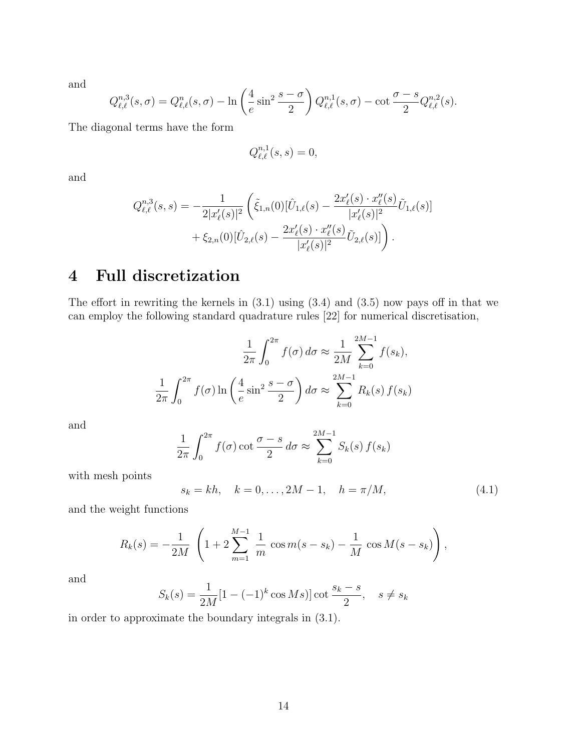and

$$Q^{n,3}_{\ell,\ell}(s,\sigma) = Q^{n}_{\ell,\ell}(s,\sigma) - \ln\left(\frac{4}{e}\sin^2\frac{s-\sigma}{2}\right) Q^{n,1}_{\ell,\ell}(s,\sigma) - \cot\frac{\sigma - s}{2} Q^{n,2}_{\ell,\ell}(s).$$

The diagonal terms have the form

$$Q^{n,1}_{\ell,\ell}(s,s) = 0,$$

and

$$Q^{n,3}_{\ell,\ell}(s,s) = -\frac{1}{2|x'_\ell(s)|^2}\left(\tilde{\xi}_{1,n}(0)[\hat{U}_{1,\ell}(s) - \frac{2x'_\ell(s)\cdot x''_\ell(s)}{|x'_\ell(s)|^2}\tilde{U}_{1,\ell}(s)] + \xi_{2,n}(0)[\hat{U}_{2,\ell}(s) - \frac{2x'_\ell(s)\cdot x''_\ell(s)}{|x'_\ell(s)|^2}\tilde{U}_{2,\ell}(s)]\right).$$

# 4 Full discretization

The effort in rewriting the kernels in (3.1) using (3.4) and (3.5) now pays off in that we can employ the following standard quadrature rules [22] for numerical discretisation,

$$\frac{1}{2\pi}\int_0^{2\pi} f(\sigma)\,d\sigma \approx \frac{1}{2M}\sum_{k=0}^{2M-1} f(s_k),$$

$$\frac{1}{2\pi}\int_0^{2\pi} f(\sigma)\ln\left(\frac{4}{e}\sin^2\frac{s-\sigma}{2}\right)d\sigma \approx \sum_{k=0}^{2M-1} R_k(s)\,f(s_k)$$

and

$$\frac{1}{2\pi}\int_0^{2\pi} f(\sigma)\cot\frac{\sigma - s}{2}\,d\sigma \approx \sum_{k=0}^{2M-1} S_k(s)\,f(s_k)$$

with mesh points

$$s_k = kh, \quad k = 0,\ldots,2M-1, \quad h = \pi/M, \tag{4.1}$$

and the weight functions

$$R_k(s) = -\frac{1}{2M}\left(1 + 2\sum_{m=1}^{M-1}\frac{1}{m}\cos m(s-s_k) - \frac{1}{M}\cos M(s-s_k)\right),$$

and

$$S_k(s) = \frac{1}{2M}[1 - (-1)^k\cos Ms)]\cot\frac{s_k - s}{2}, \quad s \neq s_k$$

in order to approximate the boundary integrals in (3.1).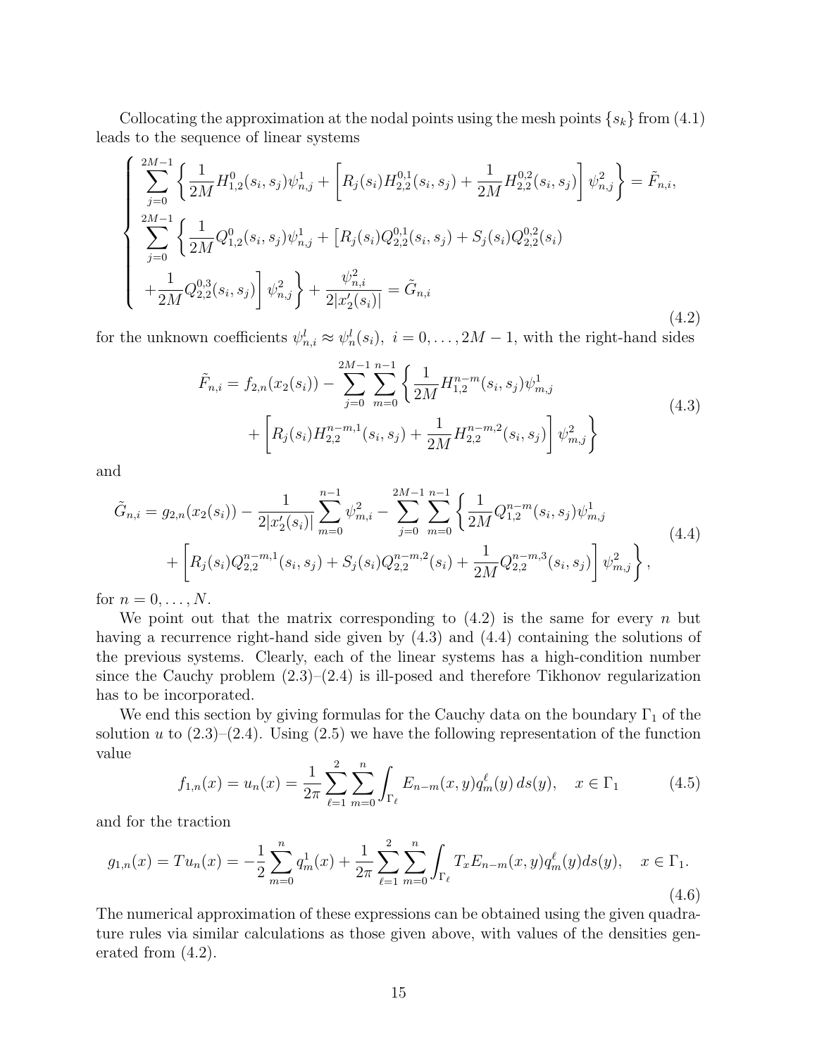Collocating the approximation at the nodal points using the mesh points $\{s_k\}$ from (4.1) leads to the sequence of linear systems

$$
\left\{
\begin{array}{l}
\displaystyle\sum_{j=0}^{2M-1} \left\{ \frac{1}{2M} H_{1,2}^{0}(s_i, s_j)\psi_{n,j}^1 + \left[ R_j(s_i) H_{2,2}^{0,1}(s_i, s_j) + \frac{1}{2M} H_{2,2}^{0,2}(s_i, s_j) \right] \psi_{n,j}^2 \right\} = \tilde{F}_{n,i}, \\
\displaystyle\sum_{j=0}^{2M-1} \left\{ \frac{1}{2M} Q_{1,2}^{0}(s_i, s_j)\psi_{n,j}^1 + \left[ R_j(s_i) Q_{2,2}^{0,1}(s_i, s_j) + S_j(s_i) Q_{2,2}^{0,2}(s_i) \right.\right. \\
\displaystyle\left.\left. + \frac{1}{2M} Q_{2,2}^{0,3}(s_i, s_j) \right] \psi_{n,j}^2 \right\} + \frac{\psi_{n,i}^2}{2|x_2'(s_i)|} = \tilde{G}_{n,i}
\end{array}
\right.
\tag{4.2}
$$

for the unknown coefficients $\psi_{n,i}^l \approx \psi_n^l(s_i),\ i = 0, \ldots, 2M-1$, with the right-hand sides

$$
\begin{aligned}
\tilde{F}_{n,i} = f_{2,n}(x_2(s_i)) - \sum_{j=0}^{2M-1} \sum_{m=0}^{n-1} \Bigg\{ & \frac{1}{2M} H_{1,2}^{n-m}(s_i, s_j)\psi_{m,j}^1 \\
& + \left[ R_j(s_i) H_{2,2}^{n-m,1}(s_i, s_j) + \frac{1}{2M} H_{2,2}^{n-m,2}(s_i, s_j) \right] \psi_{m,j}^2 \Bigg\}
\end{aligned}
\tag{4.3}
$$

and

$$
\begin{aligned}
\tilde{G}_{n,i} = g_{2,n}(x_2(s_i)) - \frac{1}{2|x_2'(s_i)|} \sum_{m=0}^{n-1} \psi_{m,i}^2 - \sum_{j=0}^{2M-1} \sum_{m=0}^{n-1} \Bigg\{ \frac{1}{2M} Q_{1,2}^{n-m}(s_i, s_j)\psi_{m,j}^1 \\
+ \left[ R_j(s_i) Q_{2,2}^{n-m,1}(s_i, s_j) + S_j(s_i) Q_{2,2}^{n-m,2}(s_i) + \frac{1}{2M} Q_{2,2}^{n-m,3}(s_i, s_j) \right] \psi_{m,j}^2 \Bigg\},
\end{aligned}
\tag{4.4}
$$

for $n = 0, \ldots, N$.

We point out that the matrix corresponding to (4.2) is the same for every $n$ but having a recurrence right-hand side given by (4.3) and (4.4) containing the solutions of the previous systems. Clearly, each of the linear systems has a high-condition number since the Cauchy problem (2.3)–(2.4) is ill-posed and therefore Tikhonov regularization has to be incorporated.

We end this section by giving formulas for the Cauchy data on the boundary $\Gamma_1$ of the solution $u$ to (2.3)–(2.4). Using (2.5) we have the following representation of the function value

$$
f_{1,n}(x) = u_n(x) = \frac{1}{2\pi} \sum_{\ell=1}^{2} \sum_{m=0}^{n} \int_{\Gamma_\ell} E_{n-m}(x, y) q_m^\ell(y)\, ds(y), \quad x \in \Gamma_1 \tag{4.5}
$$

and for the traction

$$
g_{1,n}(x) = Tu_n(x) = -\frac{1}{2} \sum_{m=0}^{n} q_m^1(x) + \frac{1}{2\pi} \sum_{\ell=1}^{2} \sum_{m=0}^{n} \int_{\Gamma_\ell} T_x E_{n-m}(x, y) q_m^\ell(y) ds(y), \quad x \in \Gamma_1. \tag{4.6}
$$

The numerical approximation of these expressions can be obtained using the given quadrature rules via similar calculations as those given above, with values of the densities generated from (4.2).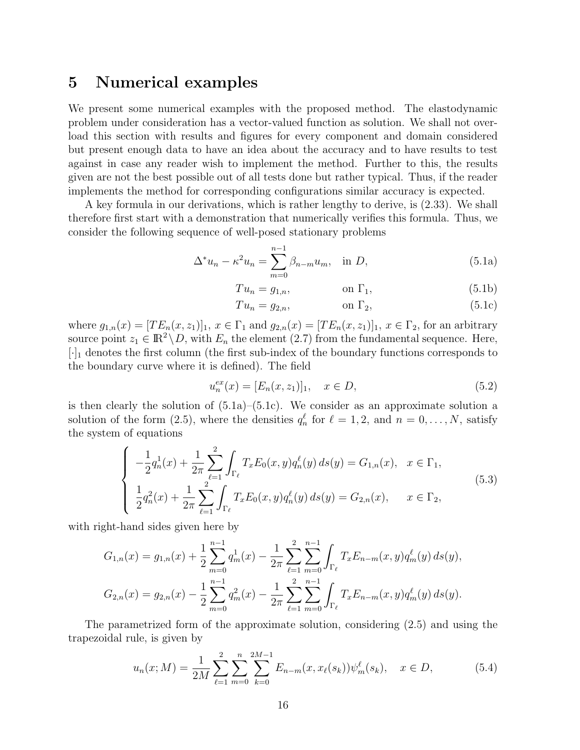# 5 Numerical examples

We present some numerical examples with the proposed method. The elastodynamic problem under consideration has a vector-valued function as solution. We shall not overload this section with results and figures for every component and domain considered but present enough data to have an idea about the accuracy and to have results to test against in case any reader wish to implement the method. Further to this, the results given are not the best possible out of all tests done but rather typical. Thus, if the reader implements the method for corresponding configurations similar accuracy is expected.

A key formula in our derivations, which is rather lengthy to derive, is (2.33). We shall therefore first start with a demonstration that numerically verifies this formula. Thus, we consider the following sequence of well-posed stationary problems

$$\Delta^* u_n - \kappa^2 u_n = \sum_{m=0}^{n-1} \beta_{n-m} u_m, \quad \text{in } D, \tag{5.1a}$$

$$T u_n = g_{1,n}, \qquad \text{on } \Gamma_1, \tag{5.1b}$$

$$T u_n = g_{2,n}, \qquad \text{on } \Gamma_2, \tag{5.1c}$$

where $g_{1,n}(x) = [TE_n(x, z_1)]_1$, $x \in \Gamma_1$ and $g_{2,n}(x) = [TE_n(x, z_1)]_1$, $x \in \Gamma_2$, for an arbitrary source point $z_1 \in \mathbb{R}^2 \setminus D$, with $E_n$ the element (2.7) from the fundamental sequence. Here, $[\cdot]_1$ denotes the first column (the first sub-index of the boundary functions corresponds to the boundary curve where it is defined). The field

$$u_n^{ex}(x) = [E_n(x, z_1)]_1, \quad x \in D, \tag{5.2}$$

is then clearly the solution of (5.1a)–(5.1c). We consider as an approximate solution a solution of the form (2.5), where the densities $q_n^\ell$ for $\ell = 1, 2$, and $n = 0, \ldots, N$, satisfy the system of equations

$$\begin{cases} -\dfrac{1}{2} q_n^1(x) + \dfrac{1}{2\pi} \displaystyle\sum_{\ell=1}^{2} \int_{\Gamma_\ell} T_x E_0(x, y) q_n^\ell(y)\, ds(y) = G_{1,n}(x), & x \in \Gamma_1, \\ \dfrac{1}{2} q_n^2(x) + \dfrac{1}{2\pi} \displaystyle\sum_{\ell=1}^{2} \int_{\Gamma_\ell} T_x E_0(x, y) q_n^\ell(y)\, ds(y) = G_{2,n}(x), & x \in \Gamma_2, \end{cases} \tag{5.3}$$

with right-hand sides given here by

$$G_{1,n}(x) = g_{1,n}(x) + \frac{1}{2} \sum_{m=0}^{n-1} q_m^1(x) - \frac{1}{2\pi} \sum_{\ell=1}^{2} \sum_{m=0}^{n-1} \int_{\Gamma_\ell} T_x E_{n-m}(x, y) q_m^\ell(y)\, ds(y),$$

$$G_{2,n}(x) = g_{2,n}(x) - \frac{1}{2} \sum_{m=0}^{n-1} q_m^2(x) - \frac{1}{2\pi} \sum_{\ell=1}^{2} \sum_{m=0}^{n-1} \int_{\Gamma_\ell} T_x E_{n-m}(x, y) q_m^\ell(y)\, ds(y).$$

The parametrized form of the approximate solution, considering (2.5) and using the trapezoidal rule, is given by

$$u_n(x; M) = \frac{1}{2M} \sum_{\ell=1}^{2} \sum_{m=0}^{n} \sum_{k=0}^{2M-1} E_{n-m}(x, x_\ell(s_k)) \psi_m^\ell(s_k), \quad x \in D, \tag{5.4}$$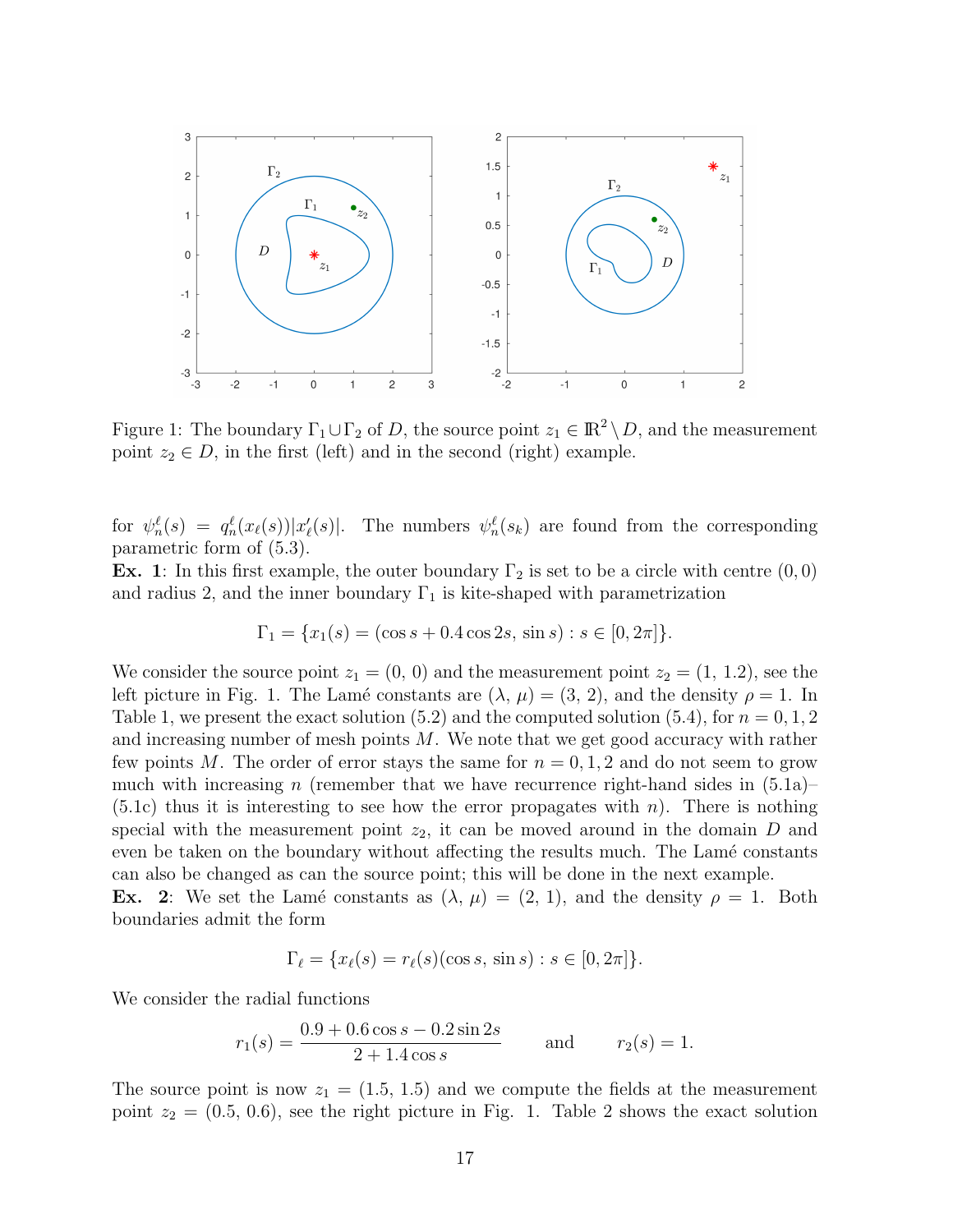Figure 1: The boundary $\Gamma_1 \cup \Gamma_2$ of $D$, the source point $z_1 \in \mathbb{R}^2 \setminus D$, and the measurement point $z_2 \in D$, in the first (left) and in the second (right) example.

for $\psi_n^\ell(s) = q_n^\ell(x_\ell(s))|x_\ell'(s)|$. The numbers $\psi_n^\ell(s_k)$ are found from the corresponding parametric form of (5.3).

**Ex. 1**: In this first example, the outer boundary $\Gamma_2$ is set to be a circle with centre $(0, 0)$ and radius 2, and the inner boundary $\Gamma_1$ is kite-shaped with parametrization

$$\Gamma_1 = \{x_1(s) = (\cos s + 0.4 \cos 2s,\, \sin s) : s \in [0, 2\pi]\}.$$

We consider the source point $z_1 = (0,\, 0)$ and the measurement point $z_2 = (1,\, 1.2)$, see the left picture in Fig. 1. The Lamé constants are $(\lambda,\, \mu) = (3,\, 2)$, and the density $\rho = 1$. In Table 1, we present the exact solution (5.2) and the computed solution (5.4), for $n = 0, 1, 2$ and increasing number of mesh points $M$. We note that we get good accuracy with rather few points $M$. The order of error stays the same for $n = 0, 1, 2$ and do not seem to grow much with increasing $n$ (remember that we have recurrence right-hand sides in (5.1a)–(5.1c) thus it is interesting to see how the error propagates with $n$). There is nothing special with the measurement point $z_2$, it can be moved around in the domain $D$ and even be taken on the boundary without affecting the results much. The Lamé constants can also be changed as can the source point; this will be done in the next example.

**Ex. 2**: We set the Lamé constants as $(\lambda,\, \mu) = (2,\, 1)$, and the density $\rho = 1$. Both boundaries admit the form

$$\Gamma_\ell = \{x_\ell(s) = r_\ell(s)(\cos s,\, \sin s) : s \in [0, 2\pi]\}.$$

We consider the radial functions

$$r_1(s) = \frac{0.9 + 0.6 \cos s - 0.2 \sin 2s}{2 + 1.4 \cos s} \qquad \text{and} \qquad r_2(s) = 1.$$

The source point is now $z_1 = (1.5,\, 1.5)$ and we compute the fields at the measurement point $z_2 = (0.5,\, 0.6)$, see the right picture in Fig. 1. Table 2 shows the exact solution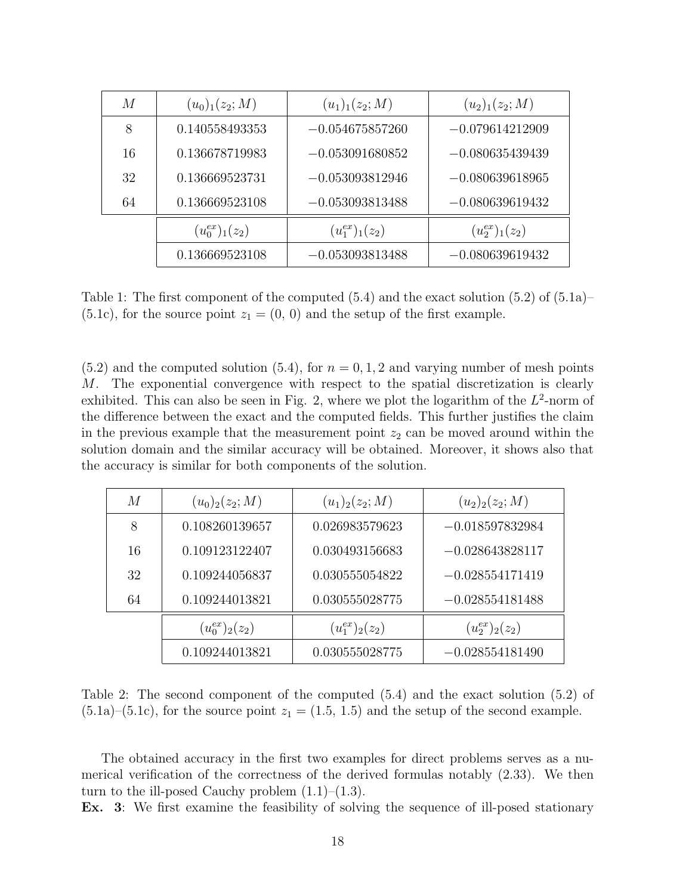| $M$ | $(u_0)_1(z_2; M)$ | $(u_1)_1(z_2; M)$ | $(u_2)_1(z_2; M)$ |
|---|---|---|---|
| 8 | 0.140558493353 | −0.054675857260 | −0.079614212909 |
| 16 | 0.136678719983 | −0.053091680852 | −0.080635439439 |
| 32 | 0.136669523731 | −0.053093812946 | −0.080639618965 |
| 64 | 0.136669523108 | −0.053093813488 | −0.080639619432 |
| | $(u_0^{ex})_1(z_2)$ | $(u_1^{ex})_1(z_2)$ | $(u_2^{ex})_1(z_2)$ |
| | 0.136669523108 | −0.053093813488 | −0.080639619432 |

Table 1: The first component of the computed (5.4) and the exact solution (5.2) of (5.1a)–(5.1c), for the source point $z_1 = (0,\, 0)$ and the setup of the first example.

(5.2) and the computed solution (5.4), for $n = 0, 1, 2$ and varying number of mesh points $M$. The exponential convergence with respect to the spatial discretization is clearly exhibited. This can also be seen in Fig. 2, where we plot the logarithm of the $L^2$-norm of the difference between the exact and the computed fields. This further justifies the claim in the previous example that the measurement point $z_2$ can be moved around within the solution domain and the similar accuracy will be obtained. Moreover, it shows also that the accuracy is similar for both components of the solution.

| $M$ | $(u_0)_2(z_2; M)$ | $(u_1)_2(z_2; M)$ | $(u_2)_2(z_2; M)$ |
|---|---|---|---|
| 8 | 0.108260139657 | 0.026983579623 | −0.018597832984 |
| 16 | 0.109123122407 | 0.030493156683 | −0.028643828117 |
| 32 | 0.109244056837 | 0.030555054822 | −0.028554171419 |
| 64 | 0.109244013821 | 0.030555028775 | −0.028554181488 |
| | $(u_0^{ex})_2(z_2)$ | $(u_1^{ex})_2(z_2)$ | $(u_2^{ex})_2(z_2)$ |
| | 0.109244013821 | 0.030555028775 | −0.028554181490 |

Table 2: The second component of the computed (5.4) and the exact solution (5.2) of (5.1a)–(5.1c), for the source point $z_1 = (1.5,\, 1.5)$ and the setup of the second example.

The obtained accuracy in the first two examples for direct problems serves as a numerical verification of the correctness of the derived formulas notably (2.33). We then turn to the ill-posed Cauchy problem (1.1)–(1.3).

**Ex. 3**: We first examine the feasibility of solving the sequence of ill-posed stationary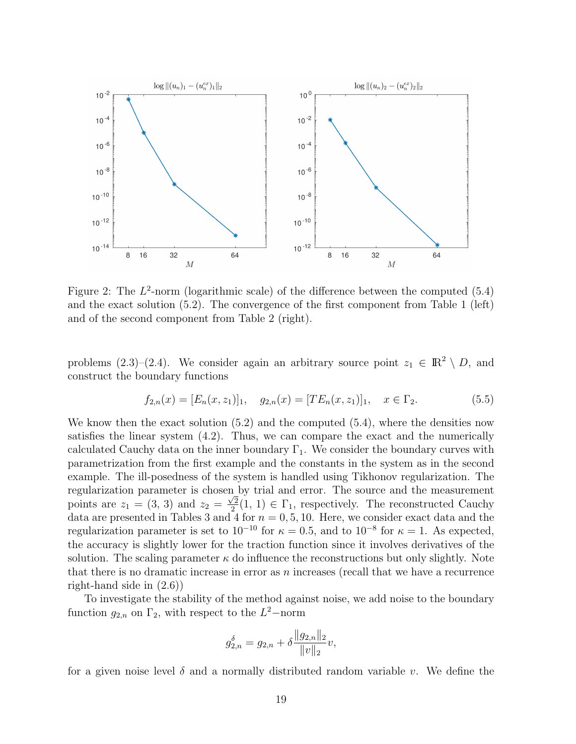Figure 2: The $L^2$-norm (logarithmic scale) of the difference between the computed (5.4) and the exact solution (5.2). The convergence of the first component from Table 1 (left) and of the second component from Table 2 (right).

problems (2.3)–(2.4). We consider again an arbitrary source point $z_1 \in \mathbb{R}^2 \setminus D$, and construct the boundary functions

$$f_{2,n}(x) = [E_n(x, z_1)]_1, \quad g_{2,n}(x) = [TE_n(x, z_1)]_1, \quad x \in \Gamma_2. \tag{5.5}$$

We know then the exact solution (5.2) and the computed (5.4), where the densities now satisfies the linear system (4.2). Thus, we can compare the exact and the numerically calculated Cauchy data on the inner boundary $\Gamma_1$. We consider the boundary curves with parametrization from the first example and the constants in the system as in the second example. The ill-posedness of the system is handled using Tikhonov regularization. The regularization parameter is chosen by trial and error. The source and the measurement points are $z_1 = (3, 3)$ and $z_2 = \frac{\sqrt{2}}{2}(1, 1) \in \Gamma_1$, respectively. The reconstructed Cauchy data are presented in Tables 3 and 4 for $n = 0, 5, 10$. Here, we consider exact data and the regularization parameter is set to $10^{-10}$ for $\kappa = 0.5$, and to $10^{-8}$ for $\kappa = 1$. As expected, the accuracy is slightly lower for the traction function since it involves derivatives of the solution. The scaling parameter $\kappa$ do influence the reconstructions but only slightly. Note that there is no dramatic increase in error as $n$ increases (recall that we have a recurrence right-hand side in (2.6))

To investigate the stability of the method against noise, we add noise to the boundary function $g_{2,n}$ on $\Gamma_2$, with respect to the $L^2-$norm

$$g_{2,n}^{\delta} = g_{2,n} + \delta \frac{\|g_{2,n}\|_2}{\|v\|_2} v,$$

for a given noise level $\delta$ and a normally distributed random variable $v$. We define the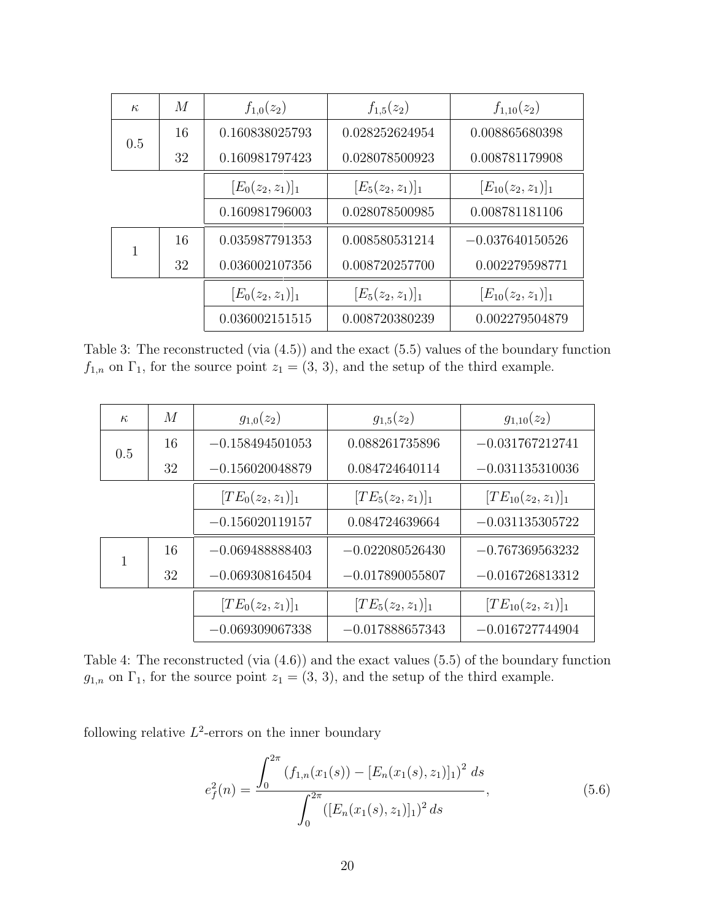| $\kappa$ | $M$ | $f_{1,0}(z_2)$ | $f_{1,5}(z_2)$ | $f_{1,10}(z_2)$ |
|---|---|---|---|---|
| 0.5 | 16 | 0.160838025793 | 0.028252624954 | 0.008865680398 |
| | 32 | 0.160981797423 | 0.028078500923 | 0.008781179908 |
| | | $[E_0(z_2, z_1)]_1$ | $[E_5(z_2, z_1)]_1$ | $[E_{10}(z_2, z_1)]_1$ |
| | | 0.160981796003 | 0.028078500985 | 0.008781181106 |
| 1 | 16 | 0.035987791353 | 0.008580531214 | −0.037640150526 |
| | 32 | 0.036002107356 | 0.008720257700 | 0.002279598771 |
| | | $[E_0(z_2, z_1)]_1$ | $[E_5(z_2, z_1)]_1$ | $[E_{10}(z_2, z_1)]_1$ |
| | | 0.036002151515 | 0.008720380239 | 0.002279504879 |

Table 3: The reconstructed (via (4.5)) and the exact (5.5) values of the boundary function $f_{1,n}$ on $\Gamma_1$, for the source point $z_1 = (3,\, 3)$, and the setup of the third example.

| $\kappa$ | $M$ | $g_{1,0}(z_2)$ | $g_{1,5}(z_2)$ | $g_{1,10}(z_2)$ |
|---|---|---|---|---|
| 0.5 | 16 | −0.158494501053 | 0.088261735896 | −0.031767212741 |
| | 32 | −0.156020048879 | 0.084724640114 | −0.031135310036 |
| | | $[TE_0(z_2, z_1)]_1$ | $[TE_5(z_2, z_1)]_1$ | $[TE_{10}(z_2, z_1)]_1$ |
| | | −0.156020119157 | 0.084724639664 | −0.031135305722 |
| 1 | 16 | −0.069488888403 | −0.022080526430 | −0.767369563232 |
| | 32 | −0.069308164504 | −0.017890055807 | −0.016726813312 |
| | | $[TE_0(z_2, z_1)]_1$ | $[TE_5(z_2, z_1)]_1$ | $[TE_{10}(z_2, z_1)]_1$ |
| | | −0.069309067338 | −0.017888657343 | −0.016727744904 |

Table 4: The reconstructed (via (4.6)) and the exact values (5.5) of the boundary function $g_{1,n}$ on $\Gamma_1$, for the source point $z_1 = (3,\, 3)$, and the setup of the third example.

following relative $L^2$-errors on the inner boundary

$$e_f^2(n) = \frac{\displaystyle\int_0^{2\pi} \left(f_{1,n}(x_1(s)) - [E_n(x_1(s), z_1)]_1\right)^2 \, ds}{\displaystyle\int_0^{2\pi} \left([E_n(x_1(s), z_1)]_1\right)^2 ds}, \tag{5.6}$$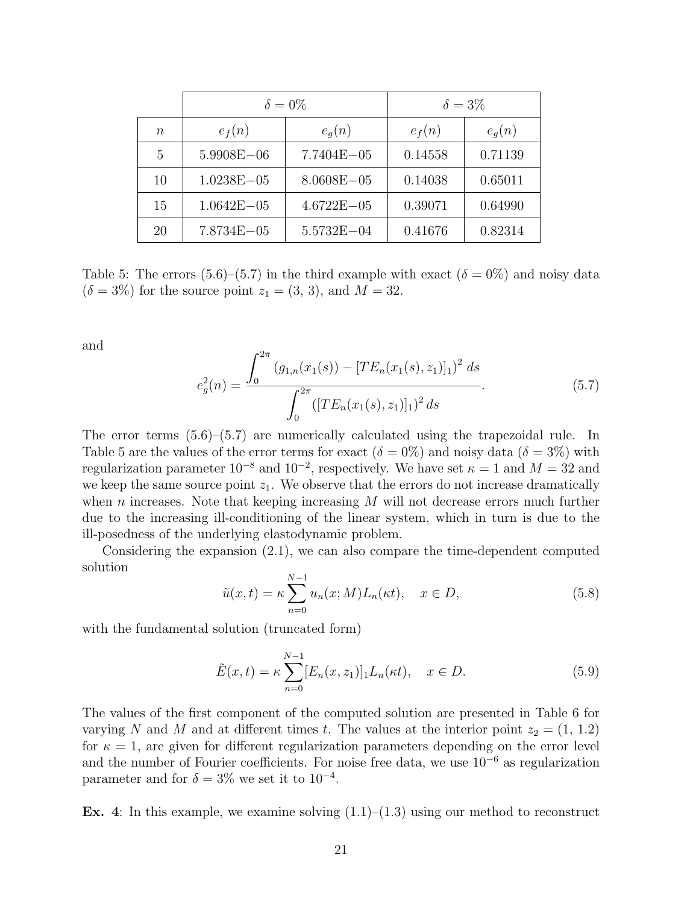| | $\delta = 0\%$ | | $\delta = 3\%$ | |
|---|---|---|---|---|
| $n$ | $e_f(n)$ | $e_g(n)$ | $e_f(n)$ | $e_g(n)$ |
| 5 | 5.9908E−06 | 7.7404E−05 | 0.14558 | 0.71139 |
| 10 | 1.0238E−05 | 8.0608E−05 | 0.14038 | 0.65011 |
| 15 | 1.0642E−05 | 4.6722E−05 | 0.39071 | 0.64990 |
| 20 | 7.8734E−05 | 5.5732E−04 | 0.41676 | 0.82314 |

Table 5: The errors (5.6)–(5.7) in the third example with exact ($\delta = 0\%$) and noisy data ($\delta = 3\%$) for the source point $z_1 = (3, 3)$, and $M = 32$.

and

$$e_g^2(n) = \frac{\displaystyle\int_0^{2\pi} \left(g_{1,n}(x_1(s)) - [TE_n(x_1(s), z_1)]_1\right)^2 ds}{\displaystyle\int_0^{2\pi} \left([TE_n(x_1(s), z_1)]_1\right)^2 ds}. \tag{5.7}$$

The error terms (5.6)–(5.7) are numerically calculated using the trapezoidal rule. In Table 5 are the values of the error terms for exact ($\delta = 0\%$) and noisy data ($\delta = 3\%$) with regularization parameter $10^{-8}$ and $10^{-2}$, respectively. We have set $\kappa = 1$ and $M = 32$ and we keep the same source point $z_1$. We observe that the errors do not increase dramatically when $n$ increases. Note that keeping increasing $M$ will not decrease errors much further due to the increasing ill-conditioning of the linear system, which in turn is due to the ill-posedness of the underlying elastodynamic problem.

Considering the expansion (2.1), we can also compare the time-dependent computed solution

$$\tilde{u}(x, t) = \kappa \sum_{n=0}^{N-1} u_n(x; M) L_n(\kappa t), \quad x \in D, \tag{5.8}$$

with the fundamental solution (truncated form)

$$\tilde{E}(x, t) = \kappa \sum_{n=0}^{N-1} [E_n(x, z_1)]_1 L_n(\kappa t), \quad x \in D. \tag{5.9}$$

The values of the first component of the computed solution are presented in Table 6 for varying $N$ and $M$ and at different times $t$. The values at the interior point $z_2 = (1, 1.2)$ for $\kappa = 1$, are given for different regularization parameters depending on the error level and the number of Fourier coefficients. For noise free data, we use $10^{-6}$ as regularization parameter and for $\delta = 3\%$ we set it to $10^{-4}$.

**Ex. 4**: In this example, we examine solving (1.1)–(1.3) using our method to reconstruct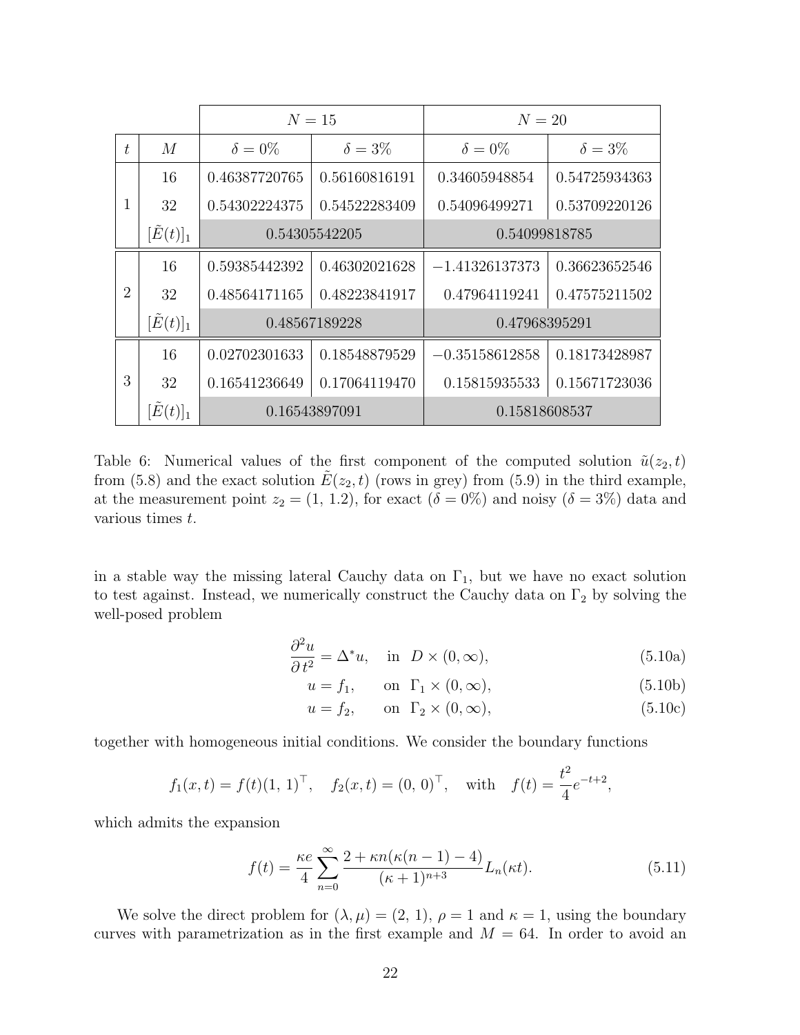| | | $N = 15$ | | $N = 20$ | |
|---|---|---|---|---|---|
| $t$ | $M$ | $\delta = 0\%$ | $\delta = 3\%$ | $\delta = 0\%$ | $\delta = 3\%$ |
| 1 | 16 | 0.46387720765 | 0.56160816191 | 0.34605948854 | 0.54725934363 |
| | 32 | 0.54302224375 | 0.54522283409 | 0.54096499271 | 0.53709220126 |
| | $[\tilde{E}(t)]_1$ | 0.54305542205 | | 0.54099818785 | |
| 2 | 16 | 0.59385442392 | 0.46302021628 | $-1.41326137373$ | 0.36623652546 |
| | 32 | 0.48564171165 | 0.48223841917 | 0.47964119241 | 0.47575211502 |
| | $[\tilde{E}(t)]_1$ | 0.48567189228 | | 0.47968395291 | |
| 3 | 16 | 0.02702301633 | 0.18548879529 | $-0.35158612858$ | 0.18173428987 |
| | 32 | 0.16541236649 | 0.17064119470 | 0.15815935533 | 0.15671723036 |
| | $[\tilde{E}(t)]_1$ | 0.16543897091 | | 0.15818608537 | |

Table 6: Numerical values of the first component of the computed solution $\tilde{u}(z_2, t)$ from (5.8) and the exact solution $\tilde{E}(z_2, t)$ (rows in grey) from (5.9) in the third example, at the measurement point $z_2 = (1, 1.2)$, for exact ($\delta = 0\%$) and noisy ($\delta = 3\%$) data and various times $t$.

in a stable way the missing lateral Cauchy data on $\Gamma_1$, but we have no exact solution to test against. Instead, we numerically construct the Cauchy data on $\Gamma_2$ by solving the well-posed problem

$$\frac{\partial^2 u}{\partial t^2} = \Delta^* u, \quad \text{in } \ D \times (0, \infty), \tag{5.10a}$$

$$u = f_1, \qquad \text{on } \ \Gamma_1 \times (0, \infty), \tag{5.10b}$$

$$u = f_2, \qquad \text{on } \ \Gamma_2 \times (0, \infty), \tag{5.10c}$$

together with homogeneous initial conditions. We consider the boundary functions

$$f_1(x, t) = f(t)(1,\, 1)^\top, \quad f_2(x, t) = (0,\, 0)^\top, \quad \text{with} \quad f(t) = \frac{t^2}{4} e^{-t+2},$$

which admits the expansion

$$f(t) = \frac{\kappa e}{4} \sum_{n=0}^{\infty} \frac{2 + \kappa n(\kappa(n-1) - 4)}{(\kappa + 1)^{n+3}} L_n(\kappa t). \tag{5.11}$$

We solve the direct problem for $(\lambda, \mu) = (2,\, 1)$, $\rho = 1$ and $\kappa = 1$, using the boundary curves with parametrization as in the first example and $M = 64$. In order to avoid an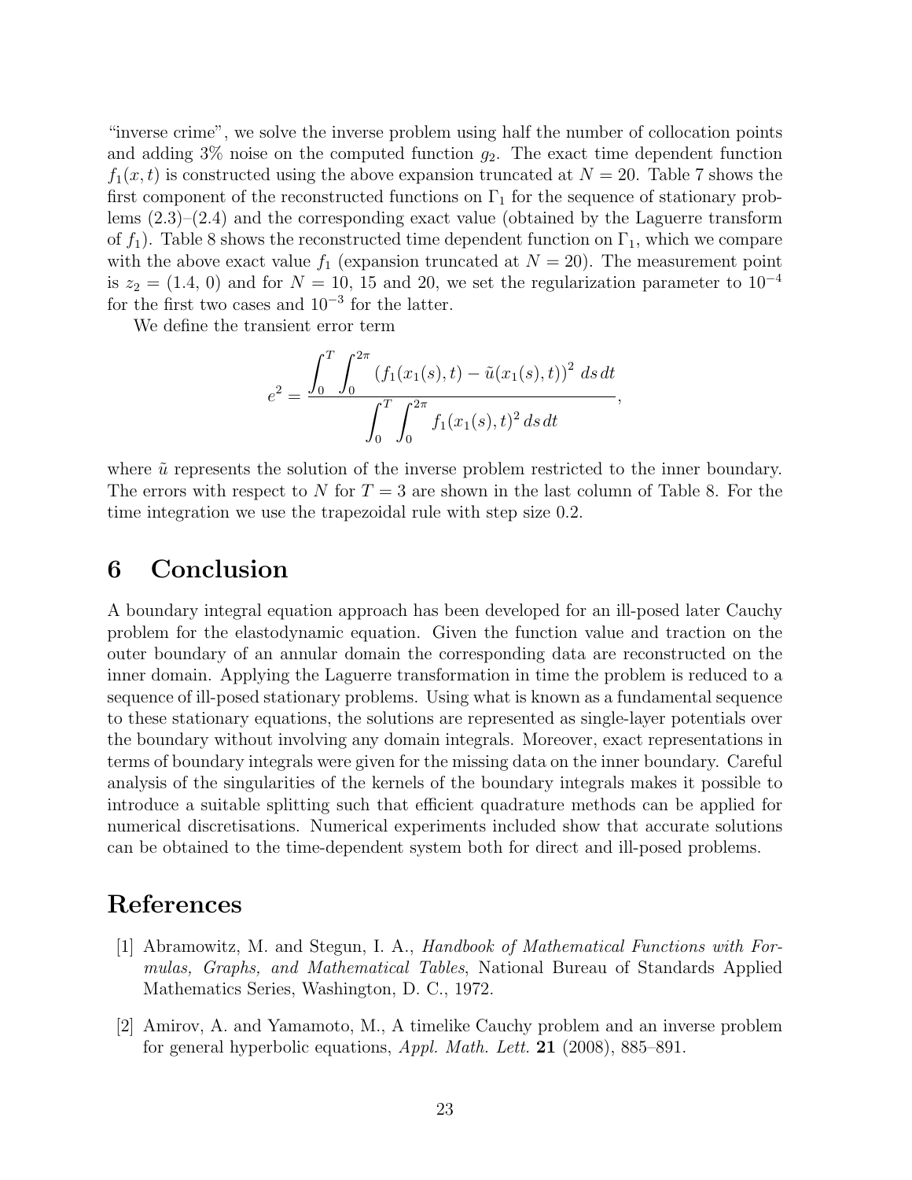"inverse crime", we solve the inverse problem using half the number of collocation points and adding 3% noise on the computed function $g_2$. The exact time dependent function $f_1(x,t)$ is constructed using the above expansion truncated at $N = 20$. Table 7 shows the first component of the reconstructed functions on $\Gamma_1$ for the sequence of stationary problems (2.3)–(2.4) and the corresponding exact value (obtained by the Laguerre transform of $f_1$). Table 8 shows the reconstructed time dependent function on $\Gamma_1$, which we compare with the above exact value $f_1$ (expansion truncated at $N = 20$). The measurement point is $z_2 = (1.4, 0)$ and for $N = 10$, 15 and 20, we set the regularization parameter to $10^{-4}$ for the first two cases and $10^{-3}$ for the latter.

We define the transient error term

$$e^2 = \frac{\displaystyle\int_0^T \int_0^{2\pi} \left(f_1(x_1(s),t) - \tilde{u}(x_1(s),t)\right)^2 \, ds\, dt}{\displaystyle\int_0^T \int_0^{2\pi} f_1(x_1(s),t)^2 \, ds\, dt},$$

where $\tilde{u}$ represents the solution of the inverse problem restricted to the inner boundary. The errors with respect to $N$ for $T = 3$ are shown in the last column of Table 8. For the time integration we use the trapezoidal rule with step size 0.2.

# 6 Conclusion

A boundary integral equation approach has been developed for an ill-posed later Cauchy problem for the elastodynamic equation. Given the function value and traction on the outer boundary of an annular domain the corresponding data are reconstructed on the inner domain. Applying the Laguerre transformation in time the problem is reduced to a sequence of ill-posed stationary problems. Using what is known as a fundamental sequence to these stationary equations, the solutions are represented as single-layer potentials over the boundary without involving any domain integrals. Moreover, exact representations in terms of boundary integrals were given for the missing data on the inner boundary. Careful analysis of the singularities of the kernels of the boundary integrals makes it possible to introduce a suitable splitting such that efficient quadrature methods can be applied for numerical discretisations. Numerical experiments included show that accurate solutions can be obtained to the time-dependent system both for direct and ill-posed problems.

# References

[1] Abramowitz, M. and Stegun, I. A., *Handbook of Mathematical Functions with Formulas, Graphs, and Mathematical Tables*, National Bureau of Standards Applied Mathematics Series, Washington, D. C., 1972.

[2] Amirov, A. and Yamamoto, M., A timelike Cauchy problem and an inverse problem for general hyperbolic equations, *Appl. Math. Lett.* **21** (2008), 885–891.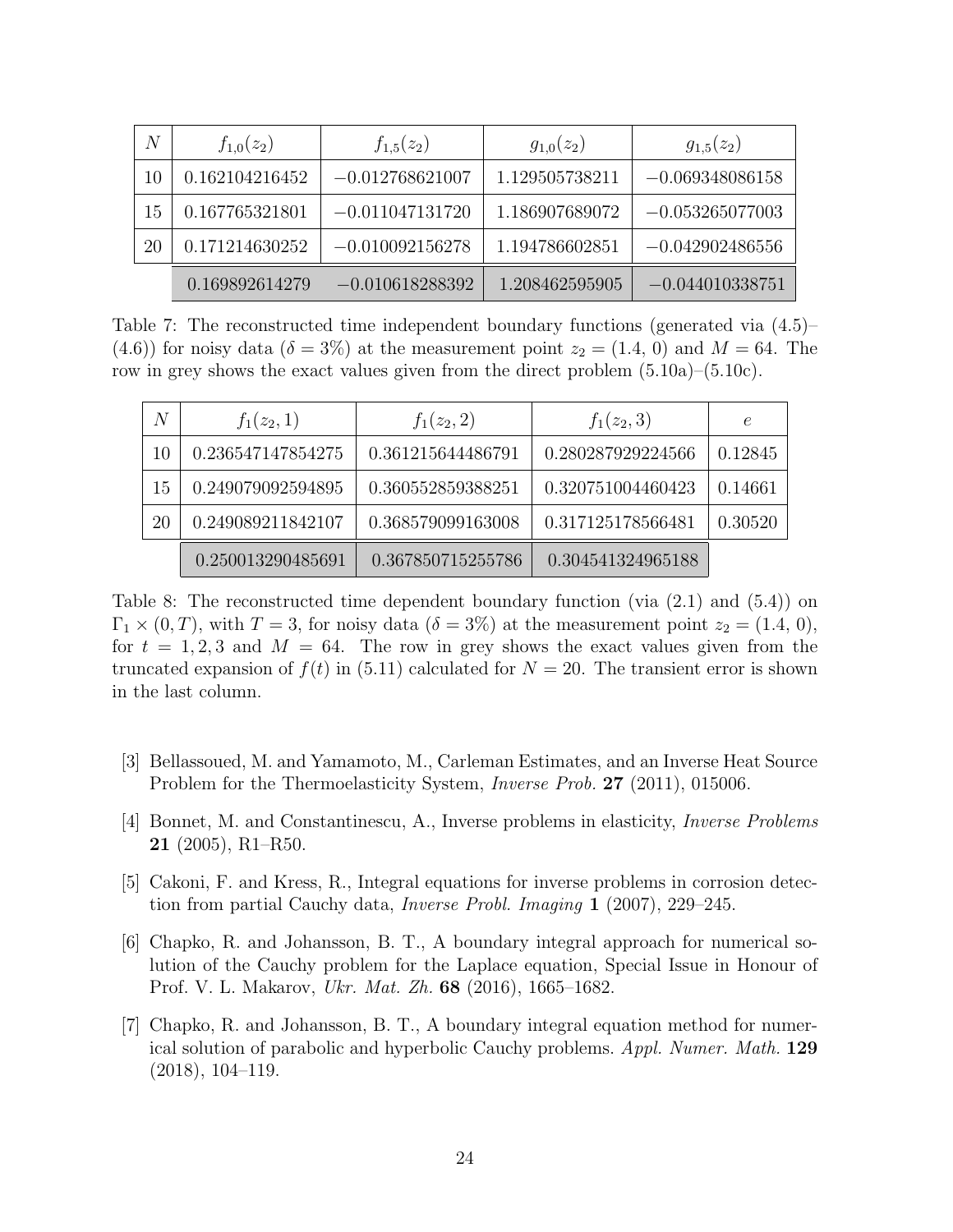| $N$ | $f_{1,0}(z_2)$ | $f_{1,5}(z_2)$ | $g_{1,0}(z_2)$ | $g_{1,5}(z_2)$ |
|---|---|---|---|---|
| 10 | 0.162104216452 | $-0.012768621007$ | 1.129505738211 | $-0.069348086158$ |
| 15 | 0.167765321801 | $-0.011047131720$ | 1.186907689072 | $-0.053265077003$ |
| 20 | 0.171214630252 | $-0.010092156278$ | 1.194786602851 | $-0.042902486556$ |
| | 0.169892614279 | $-0.010618288392$ | 1.208462595905 | $-0.044010338751$ |

Table 7: The reconstructed time independent boundary functions (generated via (4.5)–(4.6)) for noisy data ($\delta = 3\%$) at the measurement point $z_2 = (1.4, 0)$ and $M = 64$. The row in grey shows the exact values given from the direct problem (5.10a)–(5.10c).

| $N$ | $f_1(z_2, 1)$ | $f_1(z_2, 2)$ | $f_1(z_2, 3)$ | $e$ |
|---|---|---|---|---|
| 10 | 0.236547147854275 | 0.361215644486791 | 0.280287929224566 | 0.12845 |
| 15 | 0.249079092594895 | 0.360552859388251 | 0.320751004460423 | 0.14661 |
| 20 | 0.249089211842107 | 0.368579099163008 | 0.317125178566481 | 0.30520 |
| | 0.250013290485691 | 0.367850715255786 | 0.304541324965188 | |

Table 8: The reconstructed time dependent boundary function (via (2.1) and (5.4)) on $\Gamma_1 \times (0, T)$, with $T = 3$, for noisy data ($\delta = 3\%$) at the measurement point $z_2 = (1.4, 0)$, for $t = 1, 2, 3$ and $M = 64$. The row in grey shows the exact values given from the truncated expansion of $f(t)$ in (5.11) calculated for $N = 20$. The transient error is shown in the last column.

[3] Bellassoued, M. and Yamamoto, M., Carleman Estimates, and an Inverse Heat Source Problem for the Thermoelasticity System, *Inverse Prob.* **27** (2011), 015006.

[4] Bonnet, M. and Constantinescu, A., Inverse problems in elasticity, *Inverse Problems* **21** (2005), R1–R50.

[5] Cakoni, F. and Kress, R., Integral equations for inverse problems in corrosion detection from partial Cauchy data, *Inverse Probl. Imaging* **1** (2007), 229–245.

[6] Chapko, R. and Johansson, B. T., A boundary integral approach for numerical solution of the Cauchy problem for the Laplace equation, Special Issue in Honour of Prof. V. L. Makarov, *Ukr. Mat. Zh.* **68** (2016), 1665–1682.

[7] Chapko, R. and Johansson, B. T., A boundary integral equation method for numerical solution of parabolic and hyperbolic Cauchy problems. *Appl. Numer. Math.* **129** (2018), 104–119.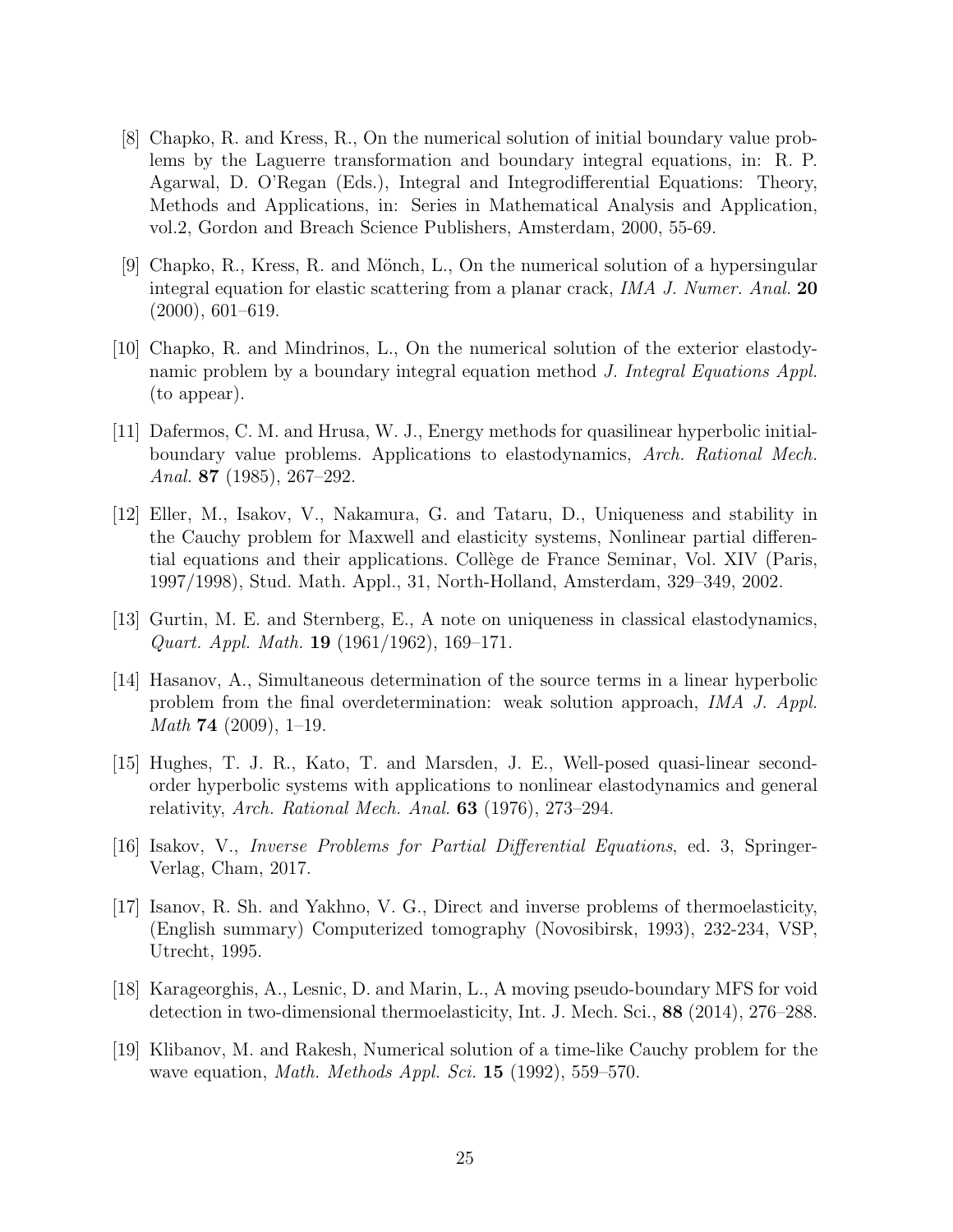[8] Chapko, R. and Kress, R., On the numerical solution of initial boundary value problems by the Laguerre transformation and boundary integral equations, in: R. P. Agarwal, D. O'Regan (Eds.), Integral and Integrodifferential Equations: Theory, Methods and Applications, in: Series in Mathematical Analysis and Application, vol.2, Gordon and Breach Science Publishers, Amsterdam, 2000, 55-69.

[9] Chapko, R., Kress, R. and Mönch, L., On the numerical solution of a hypersingular integral equation for elastic scattering from a planar crack, *IMA J. Numer. Anal.* **20** (2000), 601–619.

[10] Chapko, R. and Mindrinos, L., On the numerical solution of the exterior elastodynamic problem by a boundary integral equation method *J. Integral Equations Appl.* (to appear).

[11] Dafermos, C. M. and Hrusa, W. J., Energy methods for quasilinear hyperbolic initial-boundary value problems. Applications to elastodynamics, *Arch. Rational Mech. Anal.* **87** (1985), 267–292.

[12] Eller, M., Isakov, V., Nakamura, G. and Tataru, D., Uniqueness and stability in the Cauchy problem for Maxwell and elasticity systems, Nonlinear partial differential equations and their applications. Collège de France Seminar, Vol. XIV (Paris, 1997/1998), Stud. Math. Appl., 31, North-Holland, Amsterdam, 329–349, 2002.

[13] Gurtin, M. E. and Sternberg, E., A note on uniqueness in classical elastodynamics, *Quart. Appl. Math.* **19** (1961/1962), 169–171.

[14] Hasanov, A., Simultaneous determination of the source terms in a linear hyperbolic problem from the final overdetermination: weak solution approach, *IMA J. Appl. Math* **74** (2009), 1–19.

[15] Hughes, T. J. R., Kato, T. and Marsden, J. E., Well-posed quasi-linear second-order hyperbolic systems with applications to nonlinear elastodynamics and general relativity, *Arch. Rational Mech. Anal.* **63** (1976), 273–294.

[16] Isakov, V., *Inverse Problems for Partial Differential Equations*, ed. 3, Springer-Verlag, Cham, 2017.

[17] Isanov, R. Sh. and Yakhno, V. G., Direct and inverse problems of thermoelasticity, (English summary) Computerized tomography (Novosibirsk, 1993), 232-234, VSP, Utrecht, 1995.

[18] Karageorghis, A., Lesnic, D. and Marin, L., A moving pseudo-boundary MFS for void detection in two-dimensional thermoelasticity, Int. J. Mech. Sci., **88** (2014), 276–288.

[19] Klibanov, M. and Rakesh, Numerical solution of a time-like Cauchy problem for the wave equation, *Math. Methods Appl. Sci.* **15** (1992), 559–570.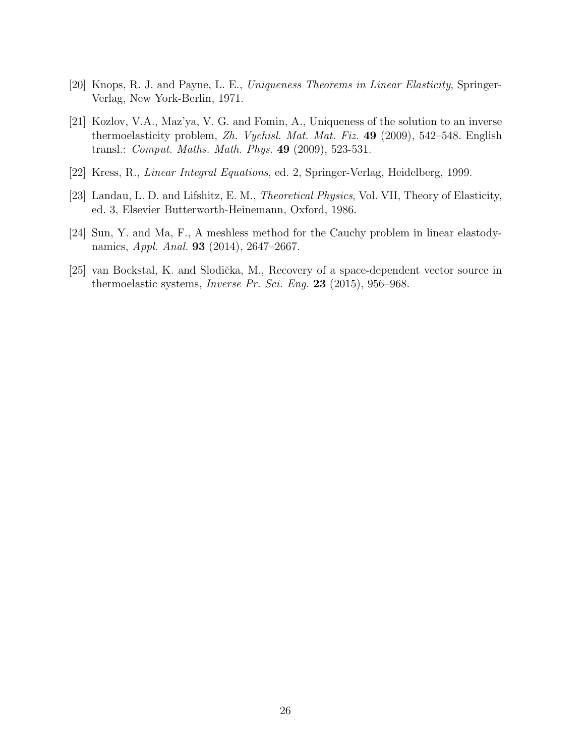[20] Knops, R. J. and Payne, L. E., *Uniqueness Theorems in Linear Elasticity*, Springer-Verlag, New York-Berlin, 1971.

[21] Kozlov, V.A., Maz'ya, V. G. and Fomin, A., Uniqueness of the solution to an inverse thermoelasticity problem, *Zh. Vychisl. Mat. Mat. Fiz.* **49** (2009), 542–548. English transl.: *Comput. Maths. Math. Phys.* **49** (2009), 523-531.

[22] Kress, R., *Linear Integral Equations*, ed. 2, Springer-Verlag, Heidelberg, 1999.

[23] Landau, L. D. and Lifshitz, E. M., *Theoretical Physics*, Vol. VII, Theory of Elasticity, ed. 3, Elsevier Butterworth-Heinemann, Oxford, 1986.

[24] Sun, Y. and Ma, F., A meshless method for the Cauchy problem in linear elastodynamics, *Appl. Anal.* **93** (2014), 2647–2667.

[25] van Bockstal, K. and Slodička, M., Recovery of a space-dependent vector source in thermoelastic systems, *Inverse Pr. Sci. Eng.* **23** (2015), 956–968.